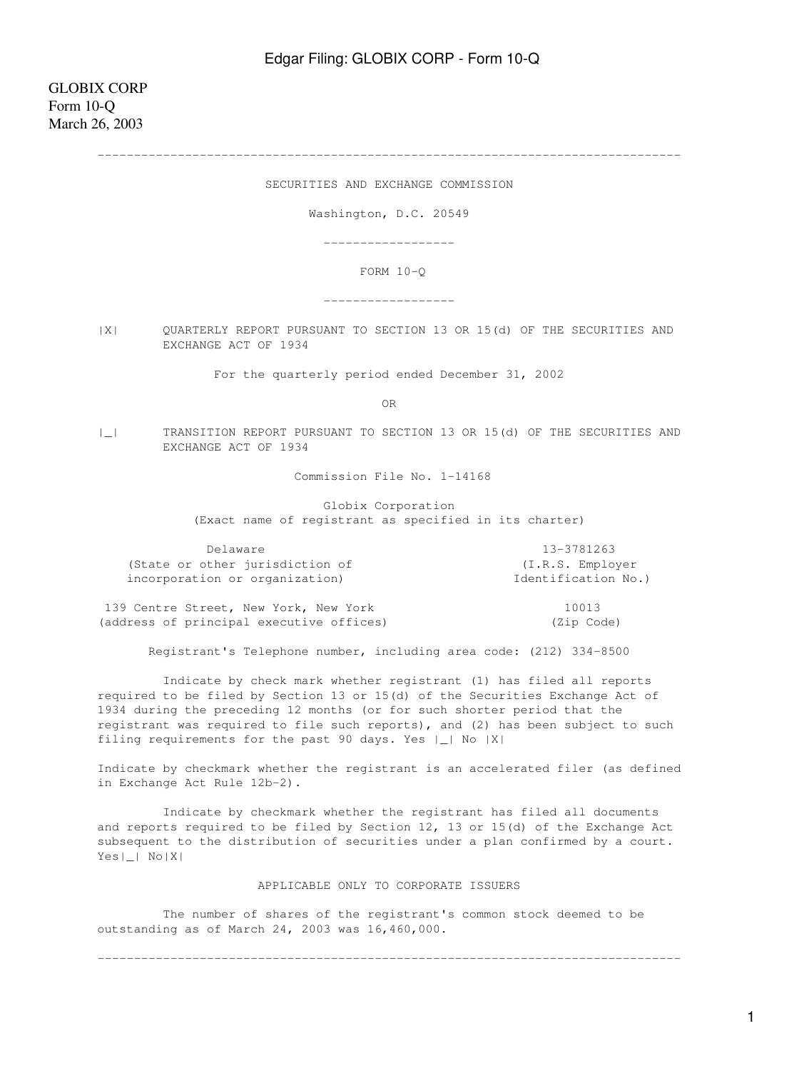GLOBIX CORP
Form 10-Q
March 26, 2003

---

SECURITIES AND EXCHANGE COMMISSION

Washington, D.C. 20549

---

FORM 10-Q

---

|X| QUARTERLY REPORT PURSUANT TO SECTION 13 OR 15(d) OF THE SECURITIES AND EXCHANGE ACT OF 1934

For the quarterly period ended December 31, 2002

OR

|_| TRANSITION REPORT PURSUANT TO SECTION 13 OR 15(d) OF THE SECURITIES AND EXCHANGE ACT OF 1934

Commission File No. 1-14168

Globix Corporation
(Exact name of registrant as specified in its charter)

| Delaware | 13-3781263 |
|---|---|
| (State or other jurisdiction of incorporation or organization) | (I.R.S. Employer Identification No.) |
| 139 Centre Street, New York, New York | 10013 |
| (address of principal executive offices) | (Zip Code) |

Registrant's Telephone number, including area code: (212) 334-8500

Indicate by check mark whether registrant (1) has filed all reports required to be filed by Section 13 or 15(d) of the Securities Exchange Act of 1934 during the preceding 12 months (or for such shorter period that the registrant was required to file such reports), and (2) has been subject to such filing requirements for the past 90 days. Yes |_| No |X|

Indicate by checkmark whether the registrant is an accelerated filer (as defined in Exchange Act Rule 12b-2).

Indicate by checkmark whether the registrant has filed all documents and reports required to be filed by Section 12, 13 or 15(d) of the Exchange Act subsequent to the distribution of securities under a plan confirmed by a court. Yes|_| No|X|

APPLICABLE ONLY TO CORPORATE ISSUERS

The number of shares of the registrant's common stock deemed to be outstanding as of March 24, 2003 was 16,460,000.

---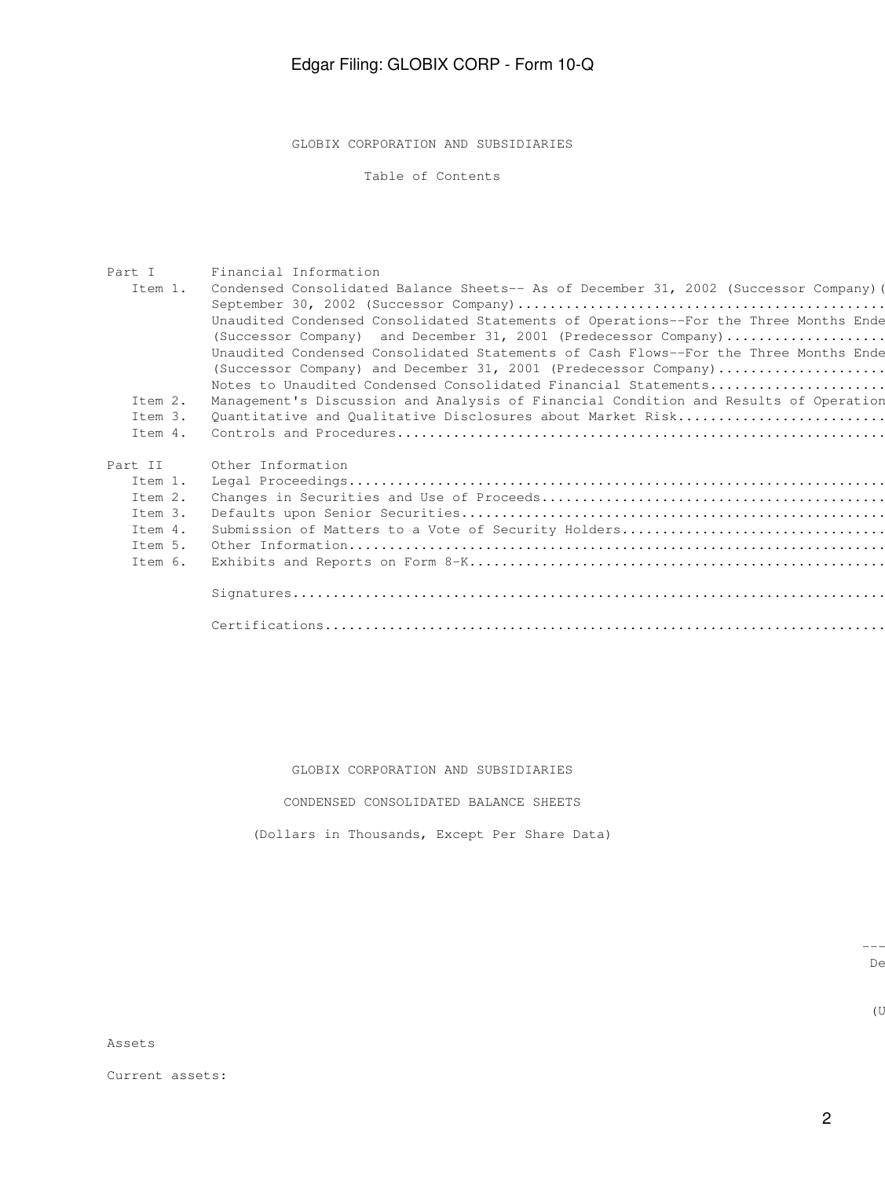# GLOBIX CORPORATION AND SUBSIDIARIES

## Table of Contents

| | | |
|---|---|---|
| Part I | Financial Information | |
| Item 1. | Condensed Consolidated Balance Sheets-- As of December 31, 2002 (Successor Company)( September 30, 2002 (Successor Company)............................................. | |
| | Unaudited Condensed Consolidated Statements of Operations--For the Three Months Ende (Successor Company) and December 31, 2001 (Predecessor Company).................... | |
| | Unaudited Condensed Consolidated Statements of Cash Flows--For the Three Months Ende (Successor Company) and December 31, 2001 (Predecessor Company)..................... | |
| | Notes to Unaudited Condensed Consolidated Financial Statements...................... | |
| Item 2. | Management's Discussion and Analysis of Financial Condition and Results of Operation | |
| Item 3. | Quantitative and Qualitative Disclosures about Market Risk.......................... | |
| Item 4. | Controls and Procedures............................................................. | |
| Part II | Other Information | |
| Item 1. | Legal Proceedings................................................................... | |
| Item 2. | Changes in Securities and Use of Proceeds........................................... | |
| Item 3. | Defaults upon Senior Securities..................................................... | |
| Item 4. | Submission of Matters to a Vote of Security Holders................................. | |
| Item 5. | Other Information................................................................... | |
| Item 6. | Exhibits and Reports on Form 8-K.................................................... | |
| | Signatures.......................................................................... | |
| | Certifications...................................................................... | |

# GLOBIX CORPORATION AND SUBSIDIARIES

## CONDENSED CONSOLIDATED BALANCE SHEETS

(Dollars in Thousands, Except Per Share Data)

| | --- |
|---|---|
| | De |
| | (U |
| Assets | |
| Current assets: | |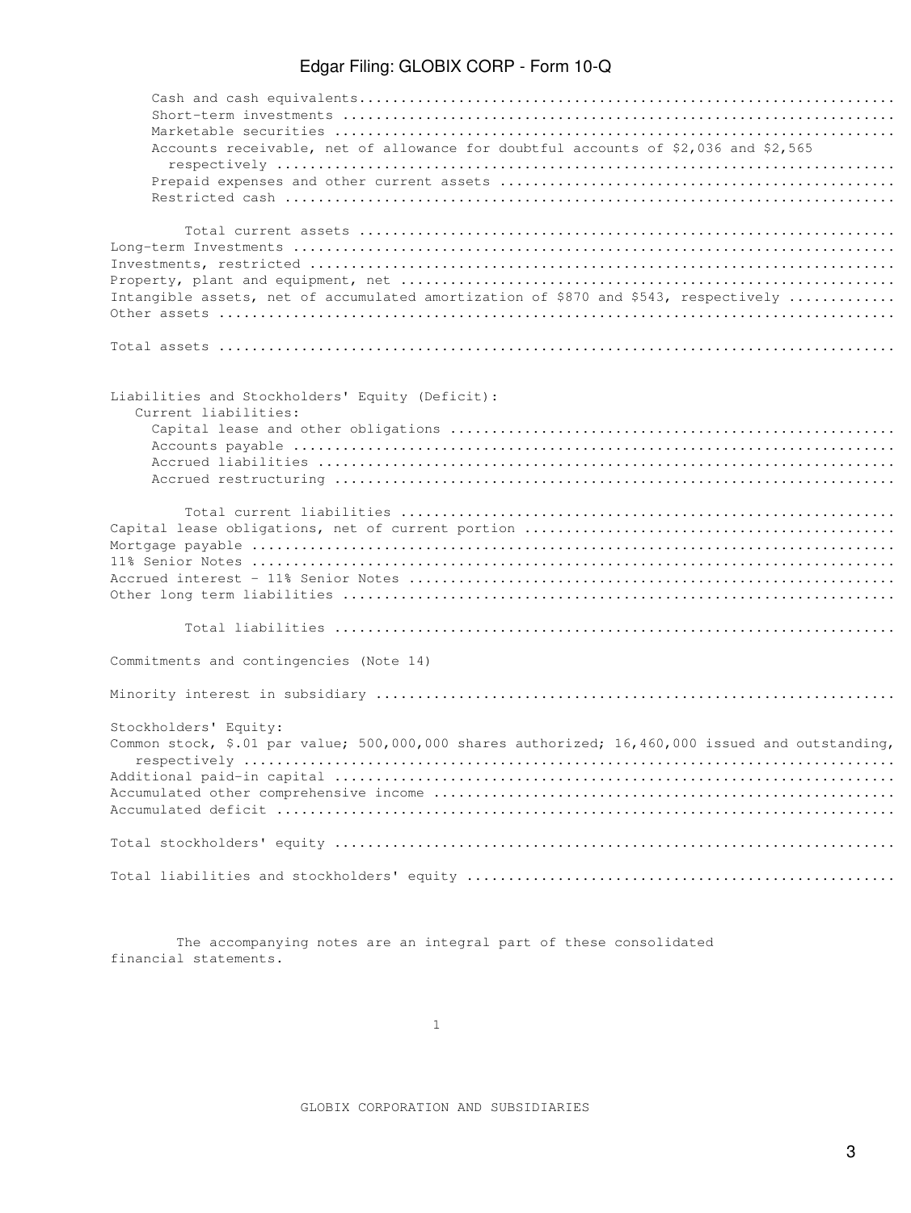Cash and cash equivalents...............................................................................
Short-term investments .................................................................................
Marketable securities ..................................................................................
Accounts receivable, net of allowance for doubtful accounts of $2,036 and $2,565 respectively ........................................................................
Prepaid expenses and other current assets ..............................................
Restricted cash ........................................................................................

Total current assets ...............................................................................
Long-term Investments ..............................................................................
Investments, restricted .............................................................................
Property, plant and equipment, net ..............................................................
Intangible assets, net of accumulated amortization of $870 and $543, respectively ............
Other assets .............................................................................................

Total assets .............................................................................................

Liabilities and Stockholders' Equity (Deficit):
Current liabilities:
Capital lease and other obligations ..........................................................
Accounts payable ......................................................................................
Accrued liabilities ....................................................................................
Accrued restructuring ...............................................................................

Total current liabilities ...........................................................................
Capital lease obligations, net of current portion ............................................
Mortgage payable ........................................................................................
11% Senior Notes ........................................................................................
Accrued interest - 11% Senior Notes ..............................................................
Other long term liabilities ...........................................................................

Total liabilities ......................................................................................

Commitments and contingencies (Note 14)

Minority interest in subsidiary ....................................................................

Stockholders' Equity:
Common stock, $.01 par value; 500,000,000 shares authorized; 16,460,000 issued and outstanding, respectively ................................................................................
Additional paid-in capital ............................................................................
Accumulated other comprehensive income ........................................................
Accumulated deficit ....................................................................................

Total stockholders' equity ............................................................................

Total liabilities and stockholders' equity ......................................................

The accompanying notes are an integral part of these consolidated financial statements.

GLOBIX CORPORATION AND SUBSIDIARIES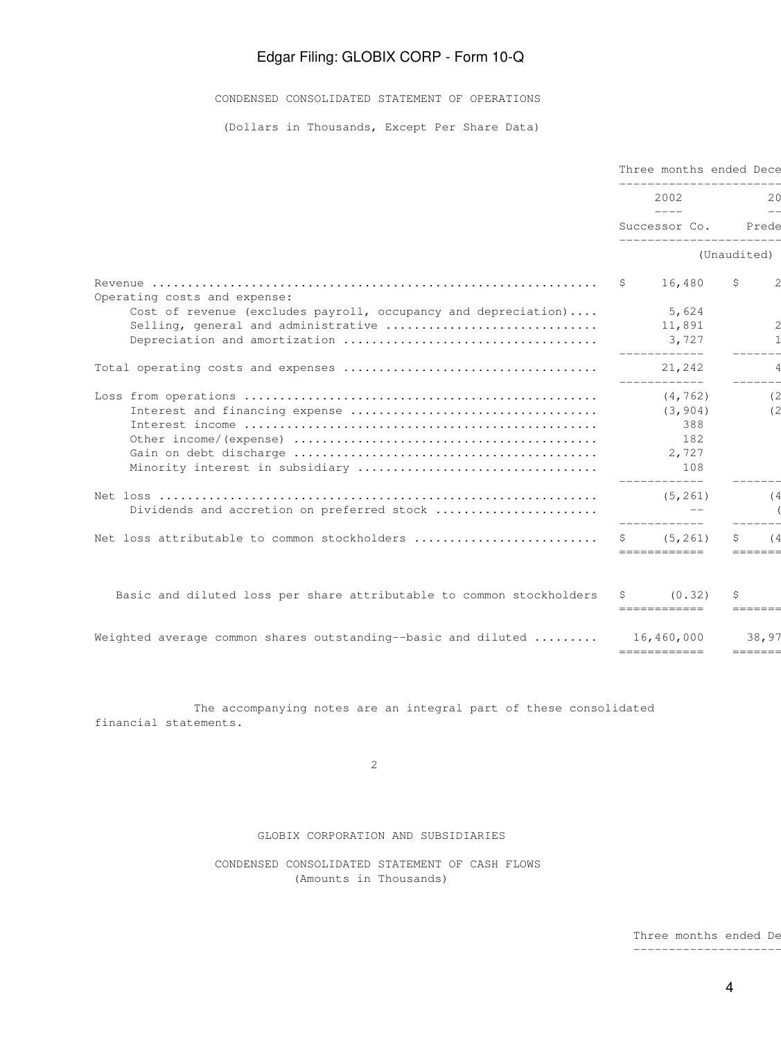CONDENSED CONSOLIDATED STATEMENT OF OPERATIONS

(Dollars in Thousands, Except Per Share Data)

| | Three months ended Dece | |
|---|---|---|
| | 2002 | 20 |
| | Successor Co. | Prede |
| | (Unaudited) | |
| Revenue | $ 16,480 | $ 2 |
| Operating costs and expense: | | |
| Cost of revenue (excludes payroll, occupancy and depreciation) | 5,624 | |
| Selling, general and administrative | 11,891 | 2 |
| Depreciation and amortization | 3,727 | 1 |
| Total operating costs and expenses | 21,242 | 4 |
| Loss from operations | (4,762) | (2 |
| Interest and financing expense | (3,904) | (2 |
| Interest income | 388 | |
| Other income/(expense) | 182 | |
| Gain on debt discharge | 2,727 | |
| Minority interest in subsidiary | 108 | |
| Net loss | (5,261) | (4 |
| Dividends and accretion on preferred stock | -- | ( |
| Net loss attributable to common stockholders | $ (5,261) | $ (4 |
| Basic and diluted loss per share attributable to common stockholders | $ (0.32) | $ |
| Weighted average common shares outstanding--basic and diluted | 16,460,000 | 38,97 |

The accompanying notes are an integral part of these consolidated financial statements.

GLOBIX CORPORATION AND SUBSIDIARIES

CONDENSED CONSOLIDATED STATEMENT OF CASH FLOWS
(Amounts in Thousands)

Three months ended De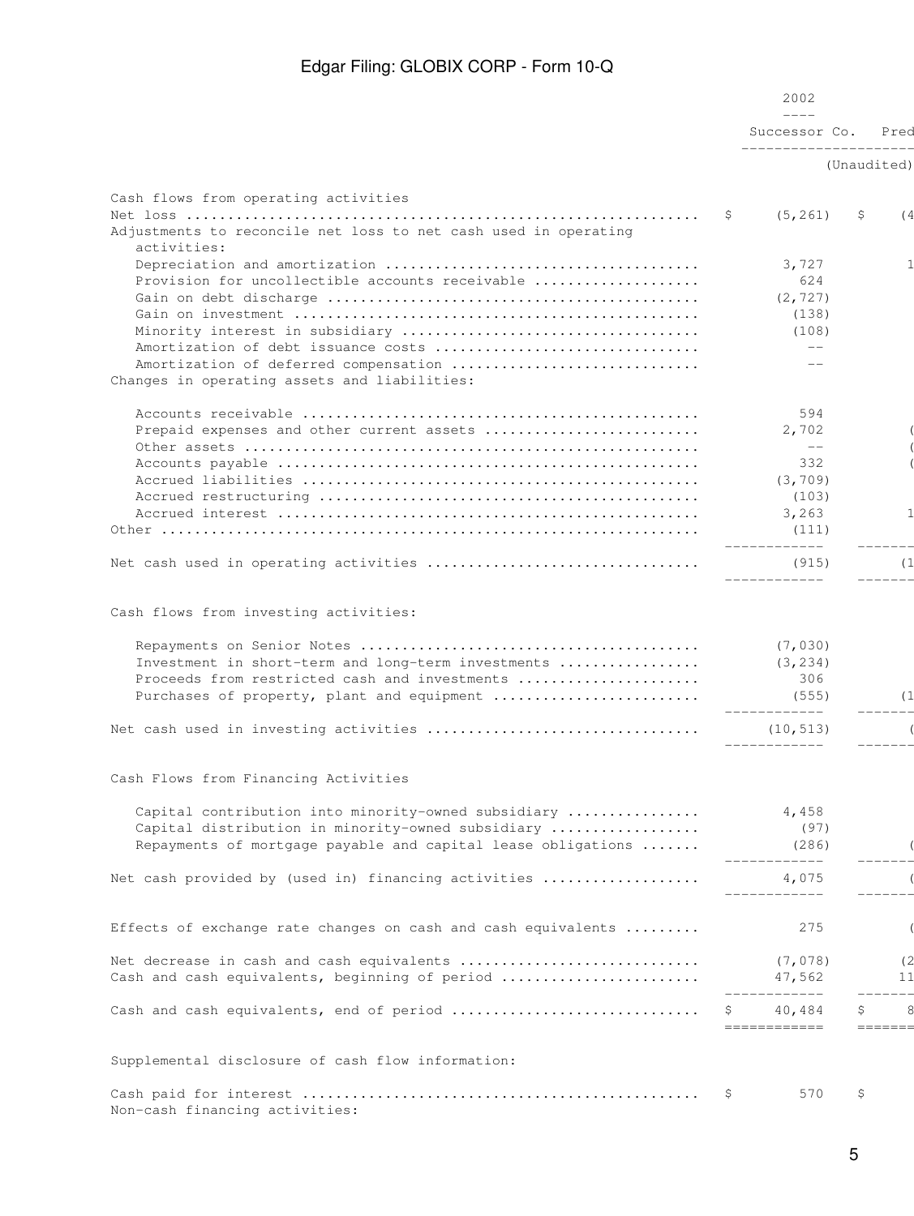| | 2002 | |
|---|---|---|
| | Successor Co. | Pred |
| | (Unaudited) | |
| **Cash flows from operating activities** | | |
| Net loss | $ (5,261) | $ (4 |
| Adjustments to reconcile net loss to net cash used in operating activities: | | |
| Depreciation and amortization | 3,727 | 1 |
| Provision for uncollectible accounts receivable | 624 | |
| Gain on debt discharge | (2,727) | |
| Gain on investment | (138) | |
| Minority interest in subsidiary | (108) | |
| Amortization of debt issuance costs | -- | |
| Amortization of deferred compensation | -- | |
| Changes in operating assets and liabilities: | | |
| Accounts receivable | 594 | |
| Prepaid expenses and other current assets | 2,702 | ( |
| Other assets | -- | ( |
| Accounts payable | 332 | ( |
| Accrued liabilities | (3,709) | |
| Accrued restructuring | (103) | |
| Accrued interest | 3,263 | 1 |
| Other | (111) | |
| Net cash used in operating activities | (915) | (1 |
| **Cash flows from investing activities:** | | |
| Repayments on Senior Notes | (7,030) | |
| Investment in short-term and long-term investments | (3,234) | |
| Proceeds from restricted cash and investments | 306 | |
| Purchases of property, plant and equipment | (555) | (1 |
| Net cash used in investing activities | (10,513) | ( |
| **Cash Flows from Financing Activities** | | |
| Capital contribution into minority-owned subsidiary | 4,458 | |
| Capital distribution in minority-owned subsidiary | (97) | |
| Repayments of mortgage payable and capital lease obligations | (286) | ( |
| Net cash provided by (used in) financing activities | 4,075 | ( |
| Effects of exchange rate changes on cash and cash equivalents | 275 | ( |
| Net decrease in cash and cash equivalents | (7,078) | (2 |
| Cash and cash equivalents, beginning of period | 47,562 | 11 |
| Cash and cash equivalents, end of period | $ 40,484 | $ 8 |
| **Supplemental disclosure of cash flow information:** | | |
| Cash paid for interest | $ 570 | $ |
| Non-cash financing activities: | | |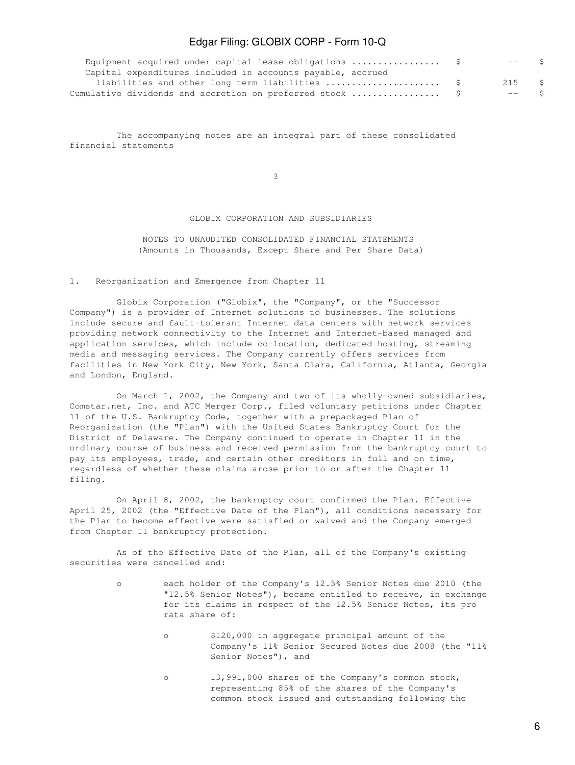| | | |
|---|---|---|
| Equipment acquired under capital lease obligations | $ -- | $ |
| Capital expenditures included in accounts payable, accrued liabilities and other long term liabilities | $ 215 | $ |
| Cumulative dividends and accretion on preferred stock | $ -- | $ |

The accompanying notes are an integral part of these consolidated financial statements

GLOBIX CORPORATION AND SUBSIDIARIES

NOTES TO UNAUDITED CONSOLIDATED FINANCIAL STATEMENTS
(Amounts in Thousands, Except Share and Per Share Data)

1. Reorganization and Emergence from Chapter 11

Globix Corporation ("Globix", the "Company", or the "Successor Company") is a provider of Internet solutions to businesses. The solutions include secure and fault-tolerant Internet data centers with network services providing network connectivity to the Internet and Internet-based managed and application services, which include co-location, dedicated hosting, streaming media and messaging services. The Company currently offers services from facilities in New York City, New York, Santa Clara, California, Atlanta, Georgia and London, England.

On March 1, 2002, the Company and two of its wholly-owned subsidiaries, Comstar.net, Inc. and ATC Merger Corp., filed voluntary petitions under Chapter 11 of the U.S. Bankruptcy Code, together with a prepackaged Plan of Reorganization (the "Plan") with the United States Bankruptcy Court for the District of Delaware. The Company continued to operate in Chapter 11 in the ordinary course of business and received permission from the bankruptcy court to pay its employees, trade, and certain other creditors in full and on time, regardless of whether these claims arose prior to or after the Chapter 11 filing.

On April 8, 2002, the bankruptcy court confirmed the Plan. Effective April 25, 2002 (the "Effective Date of the Plan"), all conditions necessary for the Plan to become effective were satisfied or waived and the Company emerged from Chapter 11 bankruptcy protection.

As of the Effective Date of the Plan, all of the Company's existing securities were cancelled and:

- each holder of the Company's 12.5% Senior Notes due 2010 (the "12.5% Senior Notes"), became entitled to receive, in exchange for its claims in respect of the 12.5% Senior Notes, its pro rata share of:

  - $120,000 in aggregate principal amount of the Company's 11% Senior Secured Notes due 2008 (the "11% Senior Notes"), and

  - 13,991,000 shares of the Company's common stock, representing 85% of the shares of the Company's common stock issued and outstanding following the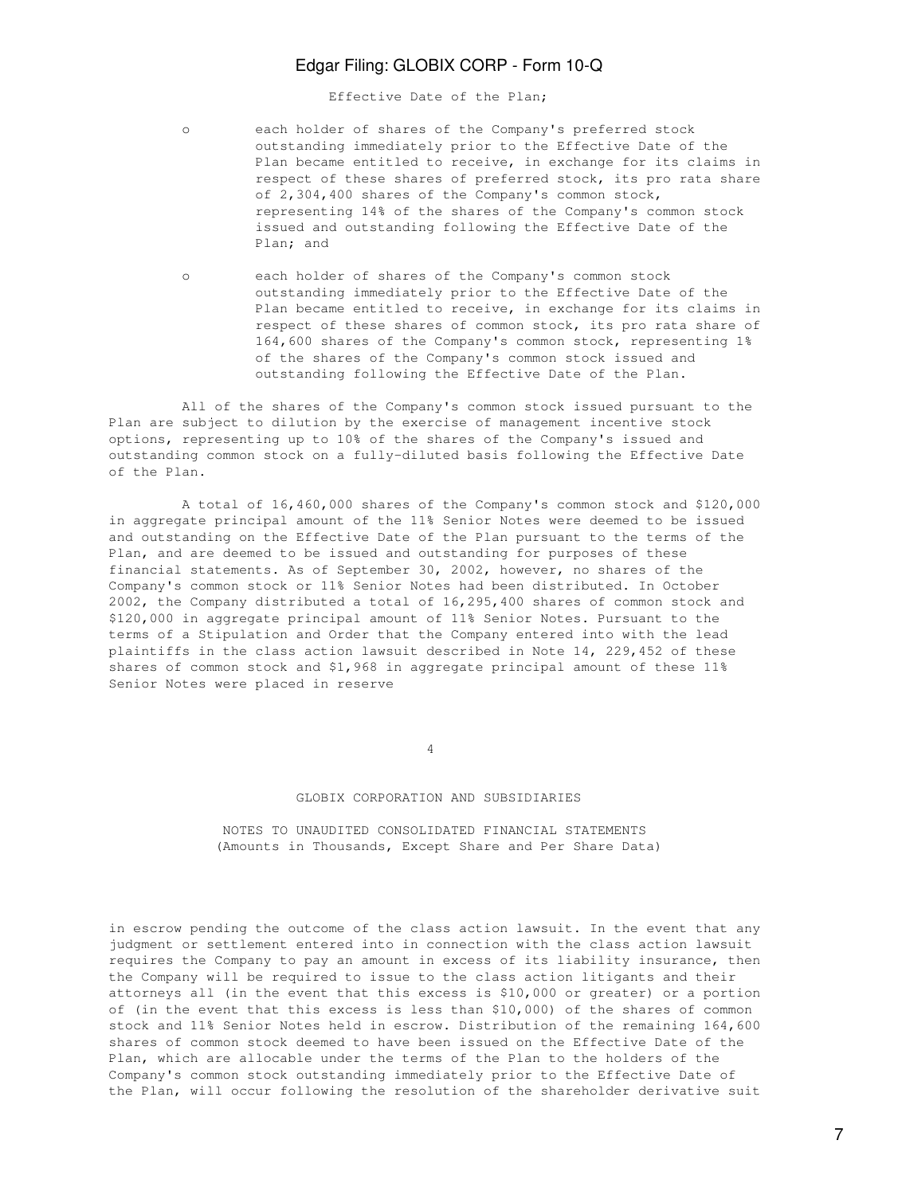Effective Date of the Plan;

- each holder of shares of the Company's preferred stock outstanding immediately prior to the Effective Date of the Plan became entitled to receive, in exchange for its claims in respect of these shares of preferred stock, its pro rata share of 2,304,400 shares of the Company's common stock, representing 14% of the shares of the Company's common stock issued and outstanding following the Effective Date of the Plan; and

- each holder of shares of the Company's common stock outstanding immediately prior to the Effective Date of the Plan became entitled to receive, in exchange for its claims in respect of these shares of common stock, its pro rata share of 164,600 shares of the Company's common stock, representing 1% of the shares of the Company's common stock issued and outstanding following the Effective Date of the Plan.

All of the shares of the Company's common stock issued pursuant to the Plan are subject to dilution by the exercise of management incentive stock options, representing up to 10% of the shares of the Company's issued and outstanding common stock on a fully-diluted basis following the Effective Date of the Plan.

A total of 16,460,000 shares of the Company's common stock and $120,000 in aggregate principal amount of the 11% Senior Notes were deemed to be issued and outstanding on the Effective Date of the Plan pursuant to the terms of the Plan, and are deemed to be issued and outstanding for purposes of these financial statements. As of September 30, 2002, however, no shares of the Company's common stock or 11% Senior Notes had been distributed. In October 2002, the Company distributed a total of 16,295,400 shares of common stock and $120,000 in aggregate principal amount of 11% Senior Notes. Pursuant to the terms of a Stipulation and Order that the Company entered into with the lead plaintiffs in the class action lawsuit described in Note 14, 229,452 of these shares of common stock and $1,968 in aggregate principal amount of these 11% Senior Notes were placed in reserve

GLOBIX CORPORATION AND SUBSIDIARIES

NOTES TO UNAUDITED CONSOLIDATED FINANCIAL STATEMENTS
(Amounts in Thousands, Except Share and Per Share Data)

in escrow pending the outcome of the class action lawsuit. In the event that any judgment or settlement entered into in connection with the class action lawsuit requires the Company to pay an amount in excess of its liability insurance, then the Company will be required to issue to the class action litigants and their attorneys all (in the event that this excess is $10,000 or greater) or a portion of (in the event that this excess is less than $10,000) of the shares of common stock and 11% Senior Notes held in escrow. Distribution of the remaining 164,600 shares of common stock deemed to have been issued on the Effective Date of the Plan, which are allocable under the terms of the Plan to the holders of the Company's common stock outstanding immediately prior to the Effective Date of the Plan, will occur following the resolution of the shareholder derivative suit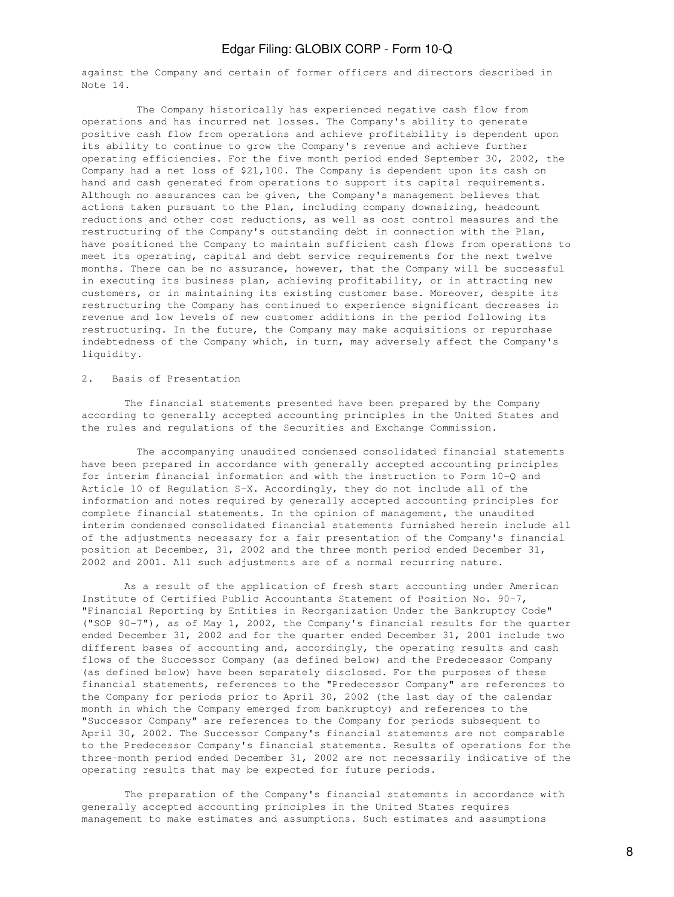against the Company and certain of former officers and directors described in Note 14.

The Company historically has experienced negative cash flow from operations and has incurred net losses. The Company's ability to generate positive cash flow from operations and achieve profitability is dependent upon its ability to continue to grow the Company's revenue and achieve further operating efficiencies. For the five month period ended September 30, 2002, the Company had a net loss of $21,100. The Company is dependent upon its cash on hand and cash generated from operations to support its capital requirements. Although no assurances can be given, the Company's management believes that actions taken pursuant to the Plan, including company downsizing, headcount reductions and other cost reductions, as well as cost control measures and the restructuring of the Company's outstanding debt in connection with the Plan, have positioned the Company to maintain sufficient cash flows from operations to meet its operating, capital and debt service requirements for the next twelve months. There can be no assurance, however, that the Company will be successful in executing its business plan, achieving profitability, or in attracting new customers, or in maintaining its existing customer base. Moreover, despite its restructuring the Company has continued to experience significant decreases in revenue and low levels of new customer additions in the period following its restructuring. In the future, the Company may make acquisitions or repurchase indebtedness of the Company which, in turn, may adversely affect the Company's liquidity.

## 2. Basis of Presentation

The financial statements presented have been prepared by the Company according to generally accepted accounting principles in the United States and the rules and regulations of the Securities and Exchange Commission.

The accompanying unaudited condensed consolidated financial statements have been prepared in accordance with generally accepted accounting principles for interim financial information and with the instruction to Form 10-Q and Article 10 of Regulation S-X. Accordingly, they do not include all of the information and notes required by generally accepted accounting principles for complete financial statements. In the opinion of management, the unaudited interim condensed consolidated financial statements furnished herein include all of the adjustments necessary for a fair presentation of the Company's financial position at December, 31, 2002 and the three month period ended December 31, 2002 and 2001. All such adjustments are of a normal recurring nature.

As a result of the application of fresh start accounting under American Institute of Certified Public Accountants Statement of Position No. 90-7, "Financial Reporting by Entities in Reorganization Under the Bankruptcy Code" ("SOP 90-7"), as of May 1, 2002, the Company's financial results for the quarter ended December 31, 2002 and for the quarter ended December 31, 2001 include two different bases of accounting and, accordingly, the operating results and cash flows of the Successor Company (as defined below) and the Predecessor Company (as defined below) have been separately disclosed. For the purposes of these financial statements, references to the "Predecessor Company" are references to the Company for periods prior to April 30, 2002 (the last day of the calendar month in which the Company emerged from bankruptcy) and references to the "Successor Company" are references to the Company for periods subsequent to April 30, 2002. The Successor Company's financial statements are not comparable to the Predecessor Company's financial statements. Results of operations for the three-month period ended December 31, 2002 are not necessarily indicative of the operating results that may be expected for future periods.

The preparation of the Company's financial statements in accordance with generally accepted accounting principles in the United States requires management to make estimates and assumptions. Such estimates and assumptions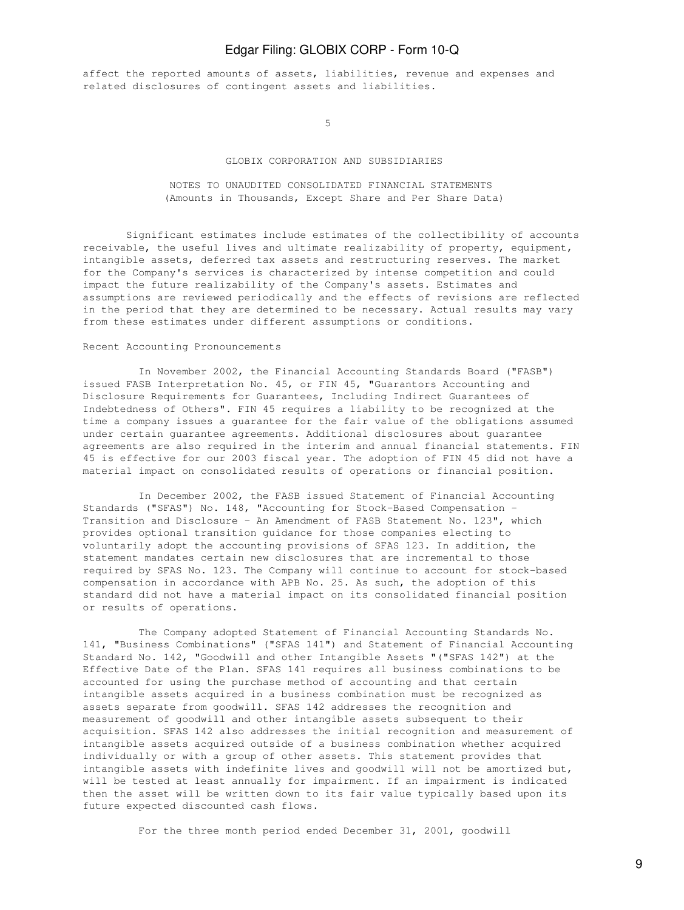affect the reported amounts of assets, liabilities, revenue and expenses and related disclosures of contingent assets and liabilities.

GLOBIX CORPORATION AND SUBSIDIARIES

NOTES TO UNAUDITED CONSOLIDATED FINANCIAL STATEMENTS
(Amounts in Thousands, Except Share and Per Share Data)

Significant estimates include estimates of the collectibility of accounts receivable, the useful lives and ultimate realizability of property, equipment, intangible assets, deferred tax assets and restructuring reserves. The market for the Company's services is characterized by intense competition and could impact the future realizability of the Company's assets. Estimates and assumptions are reviewed periodically and the effects of revisions are reflected in the period that they are determined to be necessary. Actual results may vary from these estimates under different assumptions or conditions.

Recent Accounting Pronouncements

In November 2002, the Financial Accounting Standards Board ("FASB") issued FASB Interpretation No. 45, or FIN 45, "Guarantors Accounting and Disclosure Requirements for Guarantees, Including Indirect Guarantees of Indebtedness of Others". FIN 45 requires a liability to be recognized at the time a company issues a guarantee for the fair value of the obligations assumed under certain guarantee agreements. Additional disclosures about guarantee agreements are also required in the interim and annual financial statements. FIN 45 is effective for our 2003 fiscal year. The adoption of FIN 45 did not have a material impact on consolidated results of operations or financial position.

In December 2002, the FASB issued Statement of Financial Accounting Standards ("SFAS") No. 148, "Accounting for Stock-Based Compensation - Transition and Disclosure - An Amendment of FASB Statement No. 123", which provides optional transition guidance for those companies electing to voluntarily adopt the accounting provisions of SFAS 123. In addition, the statement mandates certain new disclosures that are incremental to those required by SFAS No. 123. The Company will continue to account for stock-based compensation in accordance with APB No. 25. As such, the adoption of this standard did not have a material impact on its consolidated financial position or results of operations.

The Company adopted Statement of Financial Accounting Standards No. 141, "Business Combinations" ("SFAS 141") and Statement of Financial Accounting Standard No. 142, "Goodwill and other Intangible Assets "("SFAS 142") at the Effective Date of the Plan. SFAS 141 requires all business combinations to be accounted for using the purchase method of accounting and that certain intangible assets acquired in a business combination must be recognized as assets separate from goodwill. SFAS 142 addresses the recognition and measurement of goodwill and other intangible assets subsequent to their acquisition. SFAS 142 also addresses the initial recognition and measurement of intangible assets acquired outside of a business combination whether acquired individually or with a group of other assets. This statement provides that intangible assets with indefinite lives and goodwill will not be amortized but, will be tested at least annually for impairment. If an impairment is indicated then the asset will be written down to its fair value typically based upon its future expected discounted cash flows.

For the three month period ended December 31, 2001, goodwill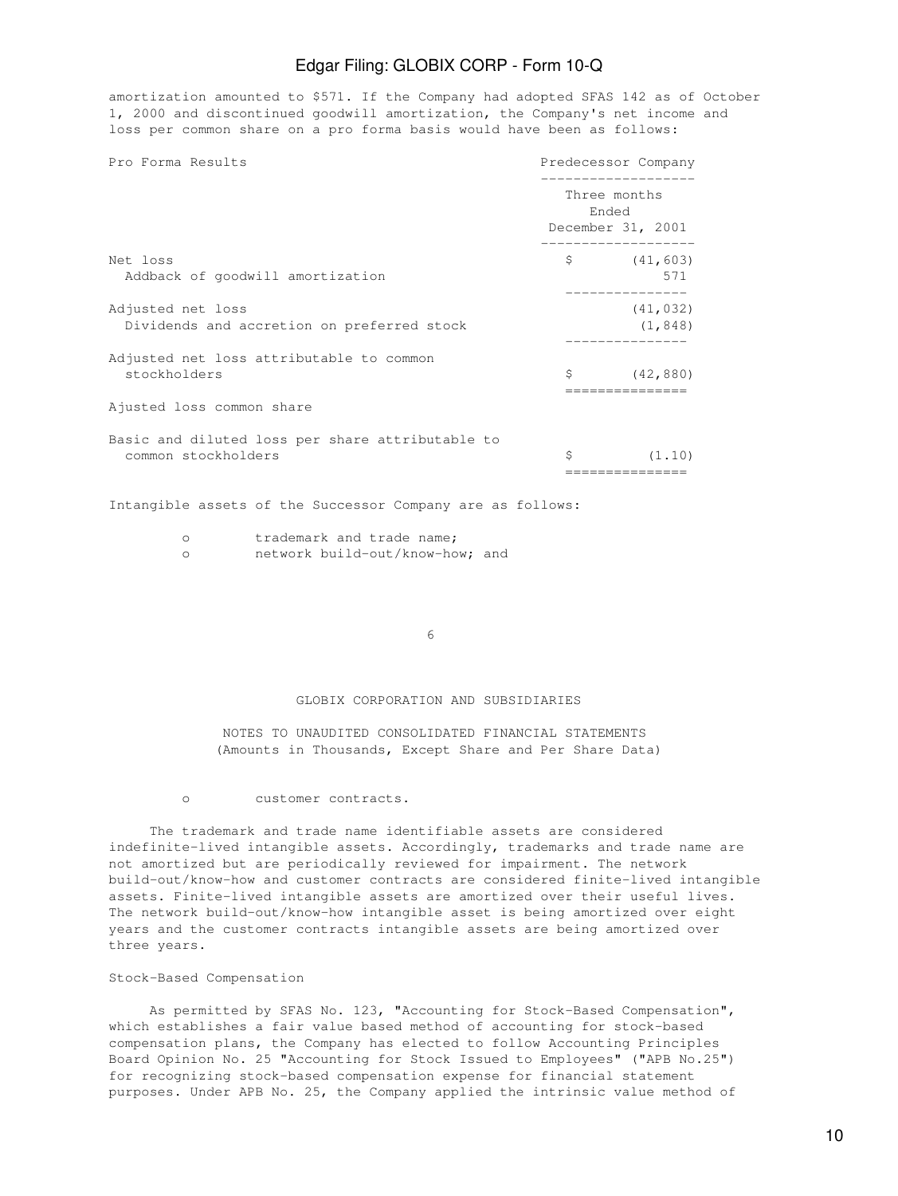amortization amounted to $571. If the Company had adopted SFAS 142 as of October 1, 2000 and discontinued goodwill amortization, the Company's net income and loss per common share on a pro forma basis would have been as follows:

| Pro Forma Results | Predecessor Company |
|---|---|
| | Three months Ended December 31, 2001 |
| Net loss | $ (41,603) |
| Addback of goodwill amortization | 571 |
| Adjusted net loss | (41,032) |
| Dividends and accretion on preferred stock | (1,848) |
| Adjusted net loss attributable to common stockholders | $ (42,880) |
| Ajusted loss common share | |
| Basic and diluted loss per share attributable to common stockholders | $ (1.10) |

Intangible assets of the Successor Company are as follows:

- trademark and trade name;
- network build-out/know-how; and
- customer contracts.

GLOBIX CORPORATION AND SUBSIDIARIES

NOTES TO UNAUDITED CONSOLIDATED FINANCIAL STATEMENTS
(Amounts in Thousands, Except Share and Per Share Data)

The trademark and trade name identifiable assets are considered indefinite-lived intangible assets. Accordingly, trademarks and trade name are not amortized but are periodically reviewed for impairment. The network build-out/know-how and customer contracts are considered finite-lived intangible assets. Finite-lived intangible assets are amortized over their useful lives. The network build-out/know-how intangible asset is being amortized over eight years and the customer contracts intangible assets are being amortized over three years.

Stock-Based Compensation

As permitted by SFAS No. 123, "Accounting for Stock-Based Compensation", which establishes a fair value based method of accounting for stock-based compensation plans, the Company has elected to follow Accounting Principles Board Opinion No. 25 "Accounting for Stock Issued to Employees" ("APB No.25") for recognizing stock-based compensation expense for financial statement purposes. Under APB No. 25, the Company applied the intrinsic value method of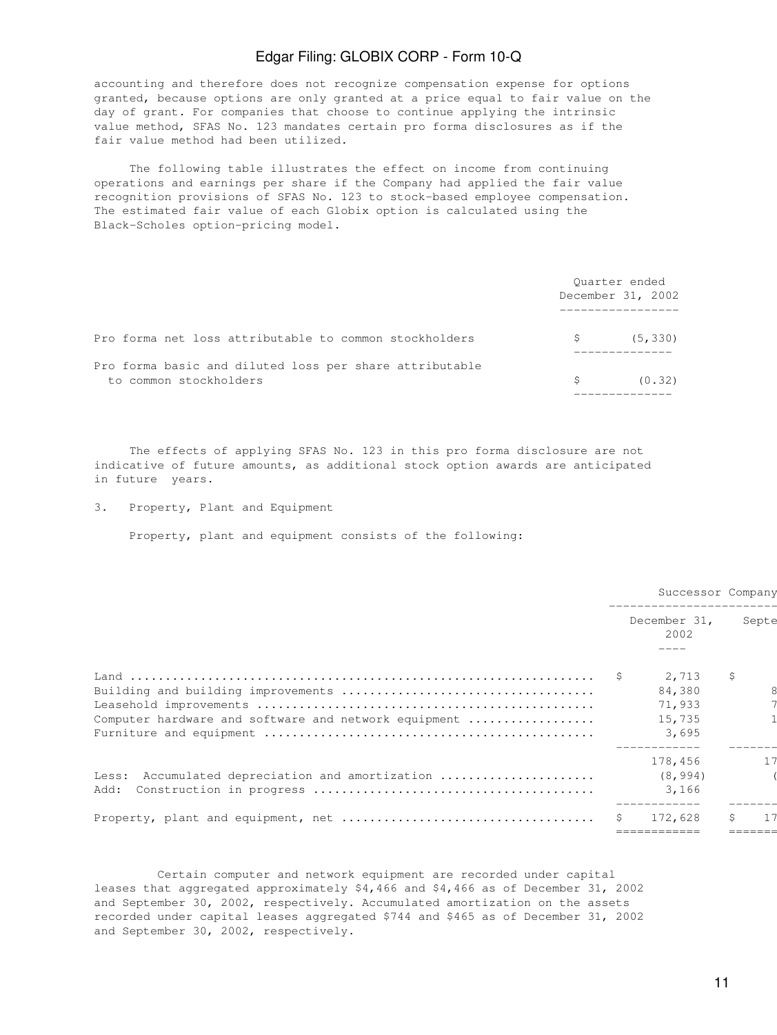accounting and therefore does not recognize compensation expense for options granted, because options are only granted at a price equal to fair value on the day of grant. For companies that choose to continue applying the intrinsic value method, SFAS No. 123 mandates certain pro forma disclosures as if the fair value method had been utilized.

The following table illustrates the effect on income from continuing operations and earnings per share if the Company had applied the fair value recognition provisions of SFAS No. 123 to stock-based employee compensation. The estimated fair value of each Globix option is calculated using the Black-Scholes option-pricing model.

| | Quarter ended December 31, 2002 |
|---|---|
| Pro forma net loss attributable to common stockholders | $ (5,330) |
| Pro forma basic and diluted loss per share attributable to common stockholders | $ (0.32) |

The effects of applying SFAS No. 123 in this pro forma disclosure are not indicative of future amounts, as additional stock option awards are anticipated in future years.

3. Property, Plant and Equipment

Property, plant and equipment consists of the following:

| | Successor Company | |
|---|---|---|
| | December 31, 2002 | Septe |
| Land | $ 2,713 | $ |
| Building and building improvements | 84,380 | 8 |
| Leasehold improvements | 71,933 | 7 |
| Computer hardware and software and network equipment | 15,735 | 1 |
| Furniture and equipment | 3,695 | |
| | 178,456 | 17 |
| Less: Accumulated depreciation and amortization | (8,994) | ( |
| Add: Construction in progress | 3,166 | |
| Property, plant and equipment, net | $ 172,628 | $ 17 |

Certain computer and network equipment are recorded under capital leases that aggregated approximately $4,466 and $4,466 as of December 31, 2002 and September 30, 2002, respectively. Accumulated amortization on the assets recorded under capital leases aggregated $744 and $465 as of December 31, 2002 and September 30, 2002, respectively.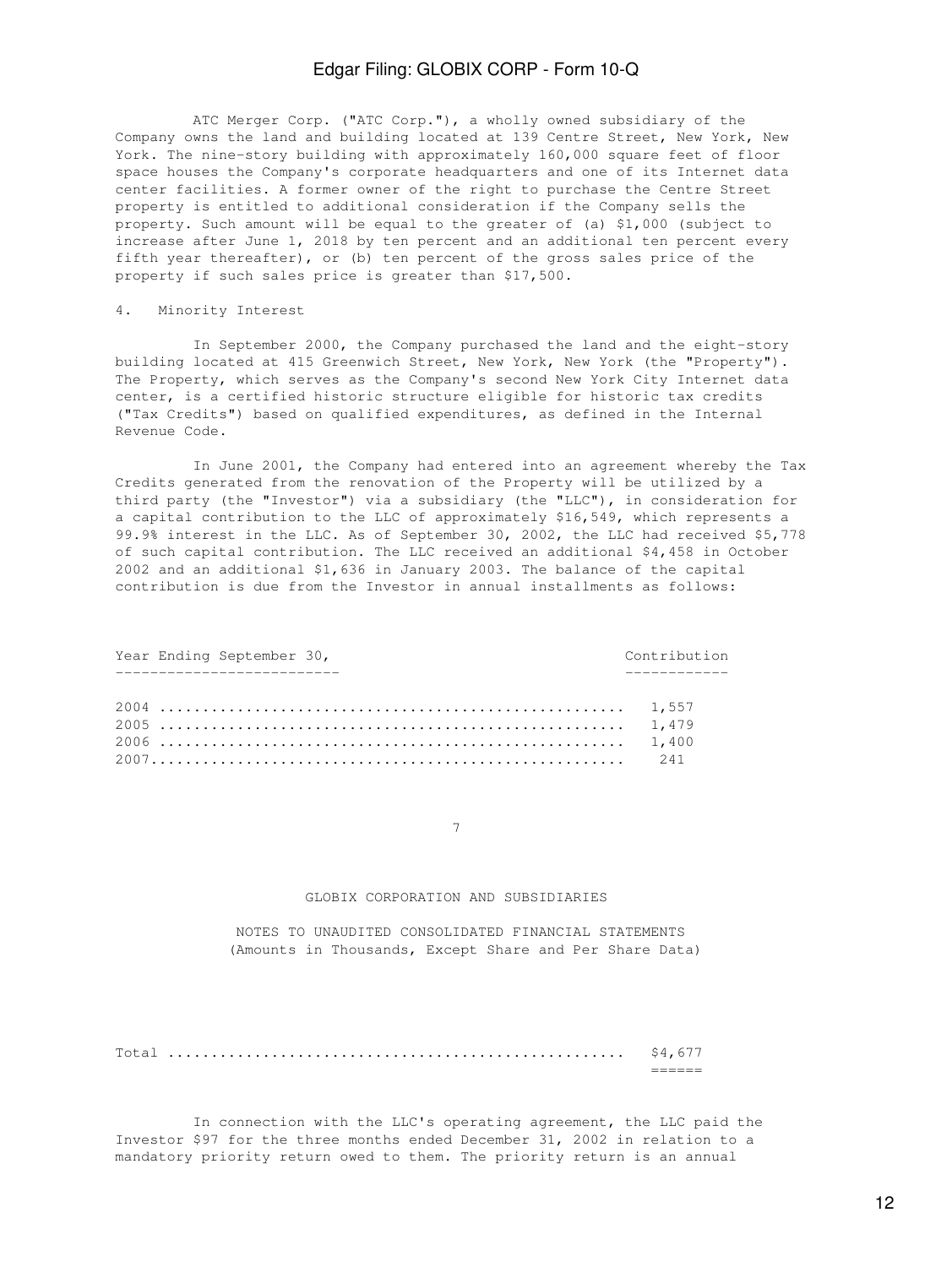ATC Merger Corp. ("ATC Corp."), a wholly owned subsidiary of the Company owns the land and building located at 139 Centre Street, New York, New York. The nine-story building with approximately 160,000 square feet of floor space houses the Company's corporate headquarters and one of its Internet data center facilities. A former owner of the right to purchase the Centre Street property is entitled to additional consideration if the Company sells the property. Such amount will be equal to the greater of (a) $1,000 (subject to increase after June 1, 2018 by ten percent and an additional ten percent every fifth year thereafter), or (b) ten percent of the gross sales price of the property if such sales price is greater than $17,500.

4. Minority Interest

In September 2000, the Company purchased the land and the eight-story building located at 415 Greenwich Street, New York, New York (the "Property"). The Property, which serves as the Company's second New York City Internet data center, is a certified historic structure eligible for historic tax credits ("Tax Credits") based on qualified expenditures, as defined in the Internal Revenue Code.

In June 2001, the Company had entered into an agreement whereby the Tax Credits generated from the renovation of the Property will be utilized by a third party (the "Investor") via a subsidiary (the "LLC"), in consideration for a capital contribution to the LLC of approximately $16,549, which represents a 99.9% interest in the LLC. As of September 30, 2002, the LLC had received $5,778 of such capital contribution. The LLC received an additional $4,458 in October 2002 and an additional $1,636 in January 2003. The balance of the capital contribution is due from the Investor in annual installments as follows:

| Year Ending September 30, | Contribution |
|---|---|
| 2004 | 1,557 |
| 2005 | 1,479 |
| 2006 | 1,400 |
| 2007 | 241 |
| Total | $4,677 |

GLOBIX CORPORATION AND SUBSIDIARIES

NOTES TO UNAUDITED CONSOLIDATED FINANCIAL STATEMENTS
(Amounts in Thousands, Except Share and Per Share Data)

In connection with the LLC's operating agreement, the LLC paid the Investor $97 for the three months ended December 31, 2002 in relation to a mandatory priority return owed to them. The priority return is an annual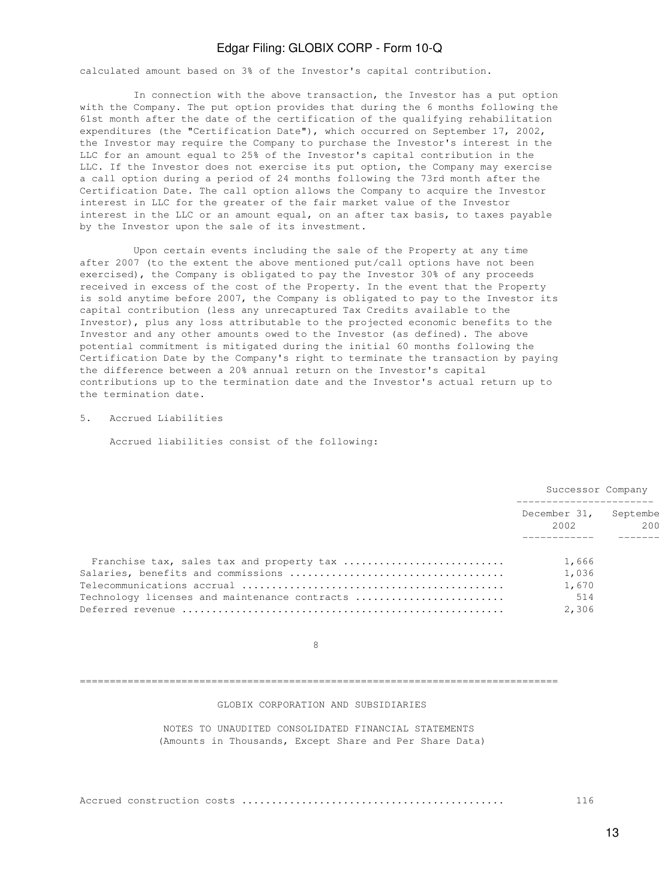calculated amount based on 3% of the Investor's capital contribution.

In connection with the above transaction, the Investor has a put option with the Company. The put option provides that during the 6 months following the 61st month after the date of the certification of the qualifying rehabilitation expenditures (the "Certification Date"), which occurred on September 17, 2002, the Investor may require the Company to purchase the Investor's interest in the LLC for an amount equal to 25% of the Investor's capital contribution in the LLC. If the Investor does not exercise its put option, the Company may exercise a call option during a period of 24 months following the 73rd month after the Certification Date. The call option allows the Company to acquire the Investor interest in LLC for the greater of the fair market value of the Investor interest in the LLC or an amount equal, on an after tax basis, to taxes payable by the Investor upon the sale of its investment.

Upon certain events including the sale of the Property at any time after 2007 (to the extent the above mentioned put/call options have not been exercised), the Company is obligated to pay the Investor 30% of any proceeds received in excess of the cost of the Property. In the event that the Property is sold anytime before 2007, the Company is obligated to pay to the Investor its capital contribution (less any unrecaptured Tax Credits available to the Investor), plus any loss attributable to the projected economic benefits to the Investor and any other amounts owed to the Investor (as defined). The above potential commitment is mitigated during the initial 60 months following the Certification Date by the Company's right to terminate the transaction by paying the difference between a 20% annual return on the Investor's capital contributions up to the termination date and the Investor's actual return up to the termination date.

5. Accrued Liabilities

Accrued liabilities consist of the following:

| | Successor Company | |
|---|---|---|
| | December 31, 2002 | Septembe 200 |
| Franchise tax, sales tax and property tax | 1,666 | |
| Salaries, benefits and commissions | 1,036 | |
| Telecommunications accrual | 1,670 | |
| Technology licenses and maintenance contracts | 514 | |
| Deferred revenue | 2,306 | |
| Accrued construction costs | 116 | |

GLOBIX CORPORATION AND SUBSIDIARIES

NOTES TO UNAUDITED CONSOLIDATED FINANCIAL STATEMENTS
(Amounts in Thousands, Except Share and Per Share Data)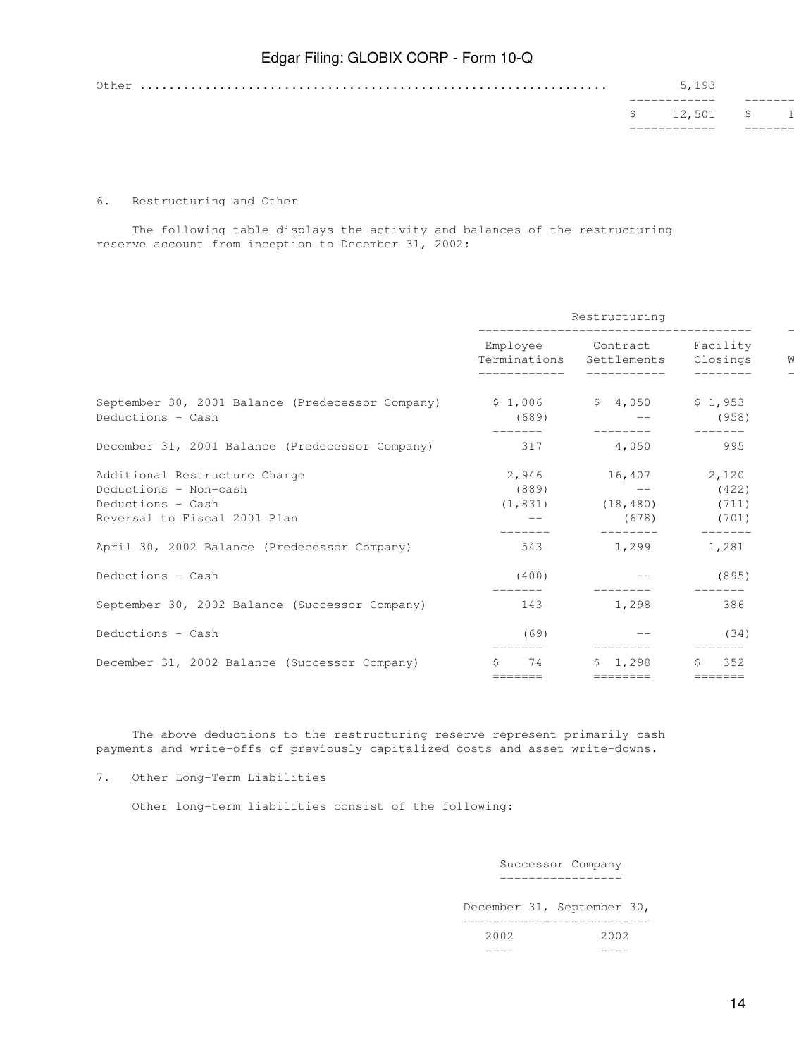| | | |
|---|---|---|
| Other | 5,193 | |
| | $ 12,501 | $ 1 |

6. Restructuring and Other

The following table displays the activity and balances of the restructuring reserve account from inception to December 31, 2002:

| | Restructuring | | |
|---|---|---|---|
| | Employee Terminations | Contract Settlements | Facility Closings |
| September 30, 2001 Balance (Predecessor Company) | $ 1,006 | $ 4,050 | $ 1,953 |
| Deductions - Cash | (689) | -- | (958) |
| December 31, 2001 Balance (Predecessor Company) | 317 | 4,050 | 995 |
| Additional Restructure Charge | 2,946 | 16,407 | 2,120 |
| Deductions - Non-cash | (889) | -- | (422) |
| Deductions - Cash | (1,831) | (18,480) | (711) |
| Reversal to Fiscal 2001 Plan | -- | (678) | (701) |
| April 30, 2002 Balance (Predecessor Company) | 543 | 1,299 | 1,281 |
| Deductions - Cash | (400) | -- | (895) |
| September 30, 2002 Balance (Successor Company) | 143 | 1,298 | 386 |
| Deductions - Cash | (69) | -- | (34) |
| December 31, 2002 Balance (Successor Company) | $ 74 | $ 1,298 | $ 352 |

The above deductions to the restructuring reserve represent primarily cash payments and write-offs of previously capitalized costs and asset write-downs.

7. Other Long-Term Liabilities

Other long-term liabilities consist of the following:

| | Successor Company | |
|---|---|---|
| | December 31, 2002 | September 30, 2002 |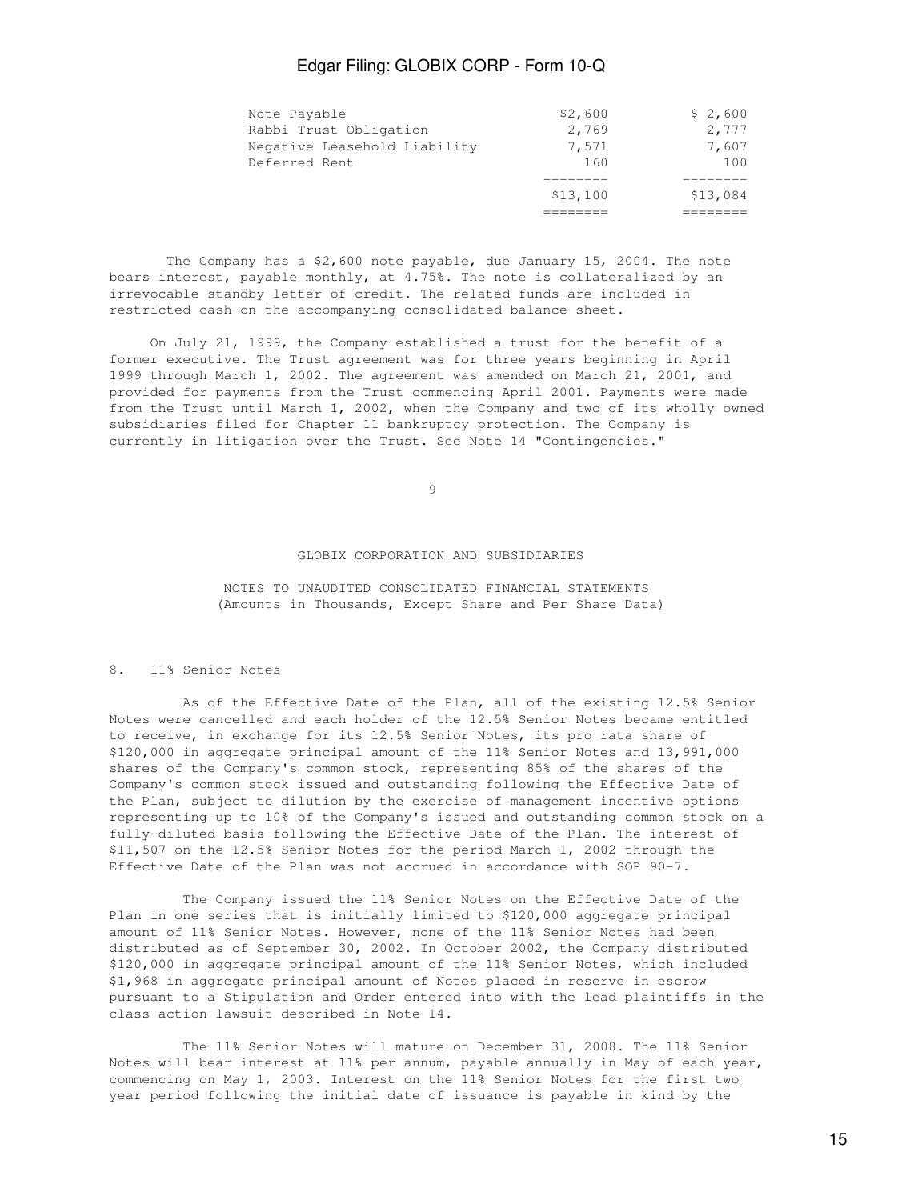| | | |
|---|---|---|
| Note Payable | $2,600 | $ 2,600 |
| Rabbi Trust Obligation | 2,769 | 2,777 |
| Negative Leasehold Liability | 7,571 | 7,607 |
| Deferred Rent | 160 | 100 |
| | $13,100 | $13,084 |

The Company has a $2,600 note payable, due January 15, 2004. The note bears interest, payable monthly, at 4.75%. The note is collateralized by an irrevocable standby letter of credit. The related funds are included in restricted cash on the accompanying consolidated balance sheet.

On July 21, 1999, the Company established a trust for the benefit of a former executive. The Trust agreement was for three years beginning in April 1999 through March 1, 2002. The agreement was amended on March 21, 2001, and provided for payments from the Trust commencing April 2001. Payments were made from the Trust until March 1, 2002, when the Company and two of its wholly owned subsidiaries filed for Chapter 11 bankruptcy protection. The Company is currently in litigation over the Trust. See Note 14 "Contingencies."

GLOBIX CORPORATION AND SUBSIDIARIES

NOTES TO UNAUDITED CONSOLIDATED FINANCIAL STATEMENTS
(Amounts in Thousands, Except Share and Per Share Data)

## 8. 11% Senior Notes

As of the Effective Date of the Plan, all of the existing 12.5% Senior Notes were cancelled and each holder of the 12.5% Senior Notes became entitled to receive, in exchange for its 12.5% Senior Notes, its pro rata share of $120,000 in aggregate principal amount of the 11% Senior Notes and 13,991,000 shares of the Company's common stock, representing 85% of the shares of the Company's common stock issued and outstanding following the Effective Date of the Plan, subject to dilution by the exercise of management incentive options representing up to 10% of the Company's issued and outstanding common stock on a fully-diluted basis following the Effective Date of the Plan. The interest of $11,507 on the 12.5% Senior Notes for the period March 1, 2002 through the Effective Date of the Plan was not accrued in accordance with SOP 90-7.

The Company issued the 11% Senior Notes on the Effective Date of the Plan in one series that is initially limited to $120,000 aggregate principal amount of 11% Senior Notes. However, none of the 11% Senior Notes had been distributed as of September 30, 2002. In October 2002, the Company distributed $120,000 in aggregate principal amount of the 11% Senior Notes, which included $1,968 in aggregate principal amount of Notes placed in reserve in escrow pursuant to a Stipulation and Order entered into with the lead plaintiffs in the class action lawsuit described in Note 14.

The 11% Senior Notes will mature on December 31, 2008. The 11% Senior Notes will bear interest at 11% per annum, payable annually in May of each year, commencing on May 1, 2003. Interest on the 11% Senior Notes for the first two year period following the initial date of issuance is payable in kind by the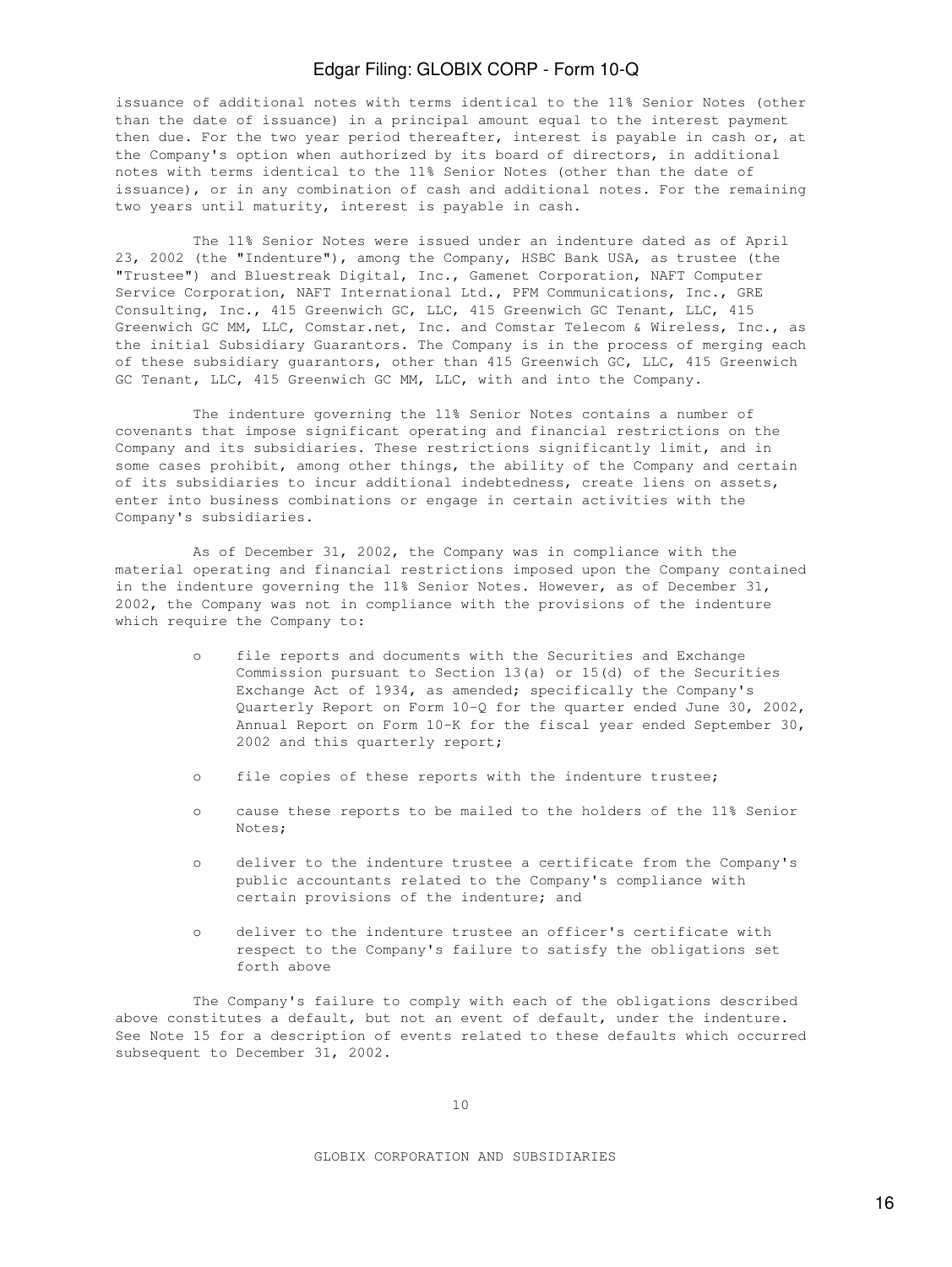issuance of additional notes with terms identical to the 11% Senior Notes (other than the date of issuance) in a principal amount equal to the interest payment then due. For the two year period thereafter, interest is payable in cash or, at the Company's option when authorized by its board of directors, in additional notes with terms identical to the 11% Senior Notes (other than the date of issuance), or in any combination of cash and additional notes. For the remaining two years until maturity, interest is payable in cash.

The 11% Senior Notes were issued under an indenture dated as of April 23, 2002 (the "Indenture"), among the Company, HSBC Bank USA, as trustee (the "Trustee") and Bluestreak Digital, Inc., Gamenet Corporation, NAFT Computer Service Corporation, NAFT International Ltd., PFM Communications, Inc., GRE Consulting, Inc., 415 Greenwich GC, LLC, 415 Greenwich GC Tenant, LLC, 415 Greenwich GC MM, LLC, Comstar.net, Inc. and Comstar Telecom & Wireless, Inc., as the initial Subsidiary Guarantors. The Company is in the process of merging each of these subsidiary guarantors, other than 415 Greenwich GC, LLC, 415 Greenwich GC Tenant, LLC, 415 Greenwich GC MM, LLC, with and into the Company.

The indenture governing the 11% Senior Notes contains a number of covenants that impose significant operating and financial restrictions on the Company and its subsidiaries. These restrictions significantly limit, and in some cases prohibit, among other things, the ability of the Company and certain of its subsidiaries to incur additional indebtedness, create liens on assets, enter into business combinations or engage in certain activities with the Company's subsidiaries.

As of December 31, 2002, the Company was in compliance with the material operating and financial restrictions imposed upon the Company contained in the indenture governing the 11% Senior Notes. However, as of December 31, 2002, the Company was not in compliance with the provisions of the indenture which require the Company to:

- file reports and documents with the Securities and Exchange Commission pursuant to Section 13(a) or 15(d) of the Securities Exchange Act of 1934, as amended; specifically the Company's Quarterly Report on Form 10-Q for the quarter ended June 30, 2002, Annual Report on Form 10-K for the fiscal year ended September 30, 2002 and this quarterly report;
- file copies of these reports with the indenture trustee;
- cause these reports to be mailed to the holders of the 11% Senior Notes;
- deliver to the indenture trustee a certificate from the Company's public accountants related to the Company's compliance with certain provisions of the indenture; and
- deliver to the indenture trustee an officer's certificate with respect to the Company's failure to satisfy the obligations set forth above

The Company's failure to comply with each of the obligations described above constitutes a default, but not an event of default, under the indenture. See Note 15 for a description of events related to these defaults which occurred subsequent to December 31, 2002.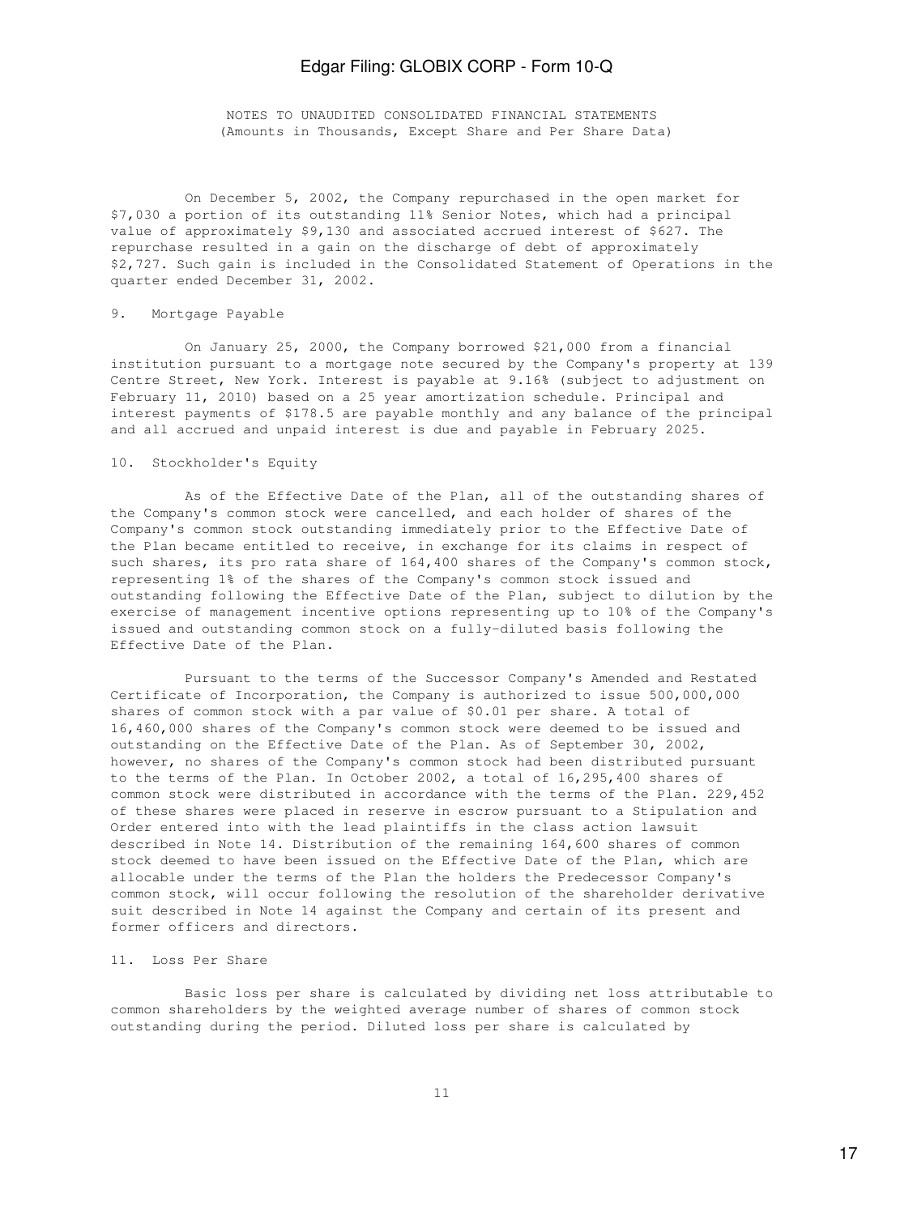NOTES TO UNAUDITED CONSOLIDATED FINANCIAL STATEMENTS
(Amounts in Thousands, Except Share and Per Share Data)

On December 5, 2002, the Company repurchased in the open market for $7,030 a portion of its outstanding 11% Senior Notes, which had a principal value of approximately $9,130 and associated accrued interest of $627. The repurchase resulted in a gain on the discharge of debt of approximately $2,727. Such gain is included in the Consolidated Statement of Operations in the quarter ended December 31, 2002.

## 9. Mortgage Payable

On January 25, 2000, the Company borrowed $21,000 from a financial institution pursuant to a mortgage note secured by the Company's property at 139 Centre Street, New York. Interest is payable at 9.16% (subject to adjustment on February 11, 2010) based on a 25 year amortization schedule. Principal and interest payments of $178.5 are payable monthly and any balance of the principal and all accrued and unpaid interest is due and payable in February 2025.

## 10. Stockholder's Equity

As of the Effective Date of the Plan, all of the outstanding shares of the Company's common stock were cancelled, and each holder of shares of the Company's common stock outstanding immediately prior to the Effective Date of the Plan became entitled to receive, in exchange for its claims in respect of such shares, its pro rata share of 164,400 shares of the Company's common stock, representing 1% of the shares of the Company's common stock issued and outstanding following the Effective Date of the Plan, subject to dilution by the exercise of management incentive options representing up to 10% of the Company's issued and outstanding common stock on a fully-diluted basis following the Effective Date of the Plan.

Pursuant to the terms of the Successor Company's Amended and Restated Certificate of Incorporation, the Company is authorized to issue 500,000,000 shares of common stock with a par value of $0.01 per share. A total of 16,460,000 shares of the Company's common stock were deemed to be issued and outstanding on the Effective Date of the Plan. As of September 30, 2002, however, no shares of the Company's common stock had been distributed pursuant to the terms of the Plan. In October 2002, a total of 16,295,400 shares of common stock were distributed in accordance with the terms of the Plan. 229,452 of these shares were placed in reserve in escrow pursuant to a Stipulation and Order entered into with the lead plaintiffs in the class action lawsuit described in Note 14. Distribution of the remaining 164,600 shares of common stock deemed to have been issued on the Effective Date of the Plan, which are allocable under the terms of the Plan the holders the Predecessor Company's common stock, will occur following the resolution of the shareholder derivative suit described in Note 14 against the Company and certain of its present and former officers and directors.

## 11. Loss Per Share

Basic loss per share is calculated by dividing net loss attributable to common shareholders by the weighted average number of shares of common stock outstanding during the period. Diluted loss per share is calculated by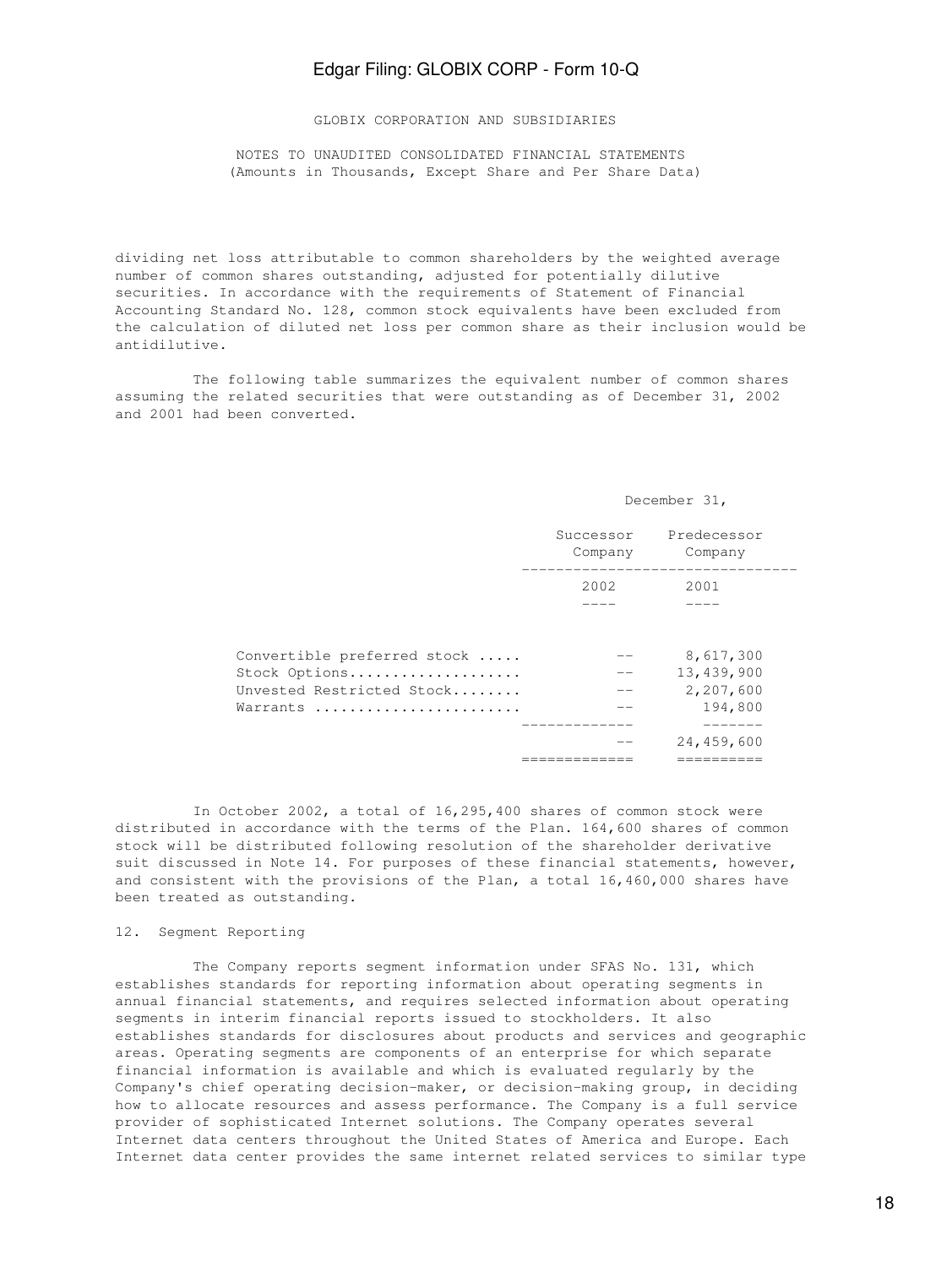GLOBIX CORPORATION AND SUBSIDIARIES

NOTES TO UNAUDITED CONSOLIDATED FINANCIAL STATEMENTS
(Amounts in Thousands, Except Share and Per Share Data)

dividing net loss attributable to common shareholders by the weighted average number of common shares outstanding, adjusted for potentially dilutive securities. In accordance with the requirements of Statement of Financial Accounting Standard No. 128, common stock equivalents have been excluded from the calculation of diluted net loss per common share as their inclusion would be antidilutive.

The following table summarizes the equivalent number of common shares assuming the related securities that were outstanding as of December 31, 2002 and 2001 had been converted.

| | December 31, | |
|---|---|---|
| | Successor Company | Predecessor Company |
| | 2002 | 2001 |
| Convertible preferred stock | -- | 8,617,300 |
| Stock Options | -- | 13,439,900 |
| Unvested Restricted Stock | -- | 2,207,600 |
| Warrants | -- | 194,800 |
| | -- | 24,459,600 |

In October 2002, a total of 16,295,400 shares of common stock were distributed in accordance with the terms of the Plan. 164,600 shares of common stock will be distributed following resolution of the shareholder derivative suit discussed in Note 14. For purposes of these financial statements, however, and consistent with the provisions of the Plan, a total 16,460,000 shares have been treated as outstanding.

12. Segment Reporting

The Company reports segment information under SFAS No. 131, which establishes standards for reporting information about operating segments in annual financial statements, and requires selected information about operating segments in interim financial reports issued to stockholders. It also establishes standards for disclosures about products and services and geographic areas. Operating segments are components of an enterprise for which separate financial information is available and which is evaluated regularly by the Company's chief operating decision-maker, or decision-making group, in deciding how to allocate resources and assess performance. The Company is a full service provider of sophisticated Internet solutions. The Company operates several Internet data centers throughout the United States of America and Europe. Each Internet data center provides the same internet related services to similar type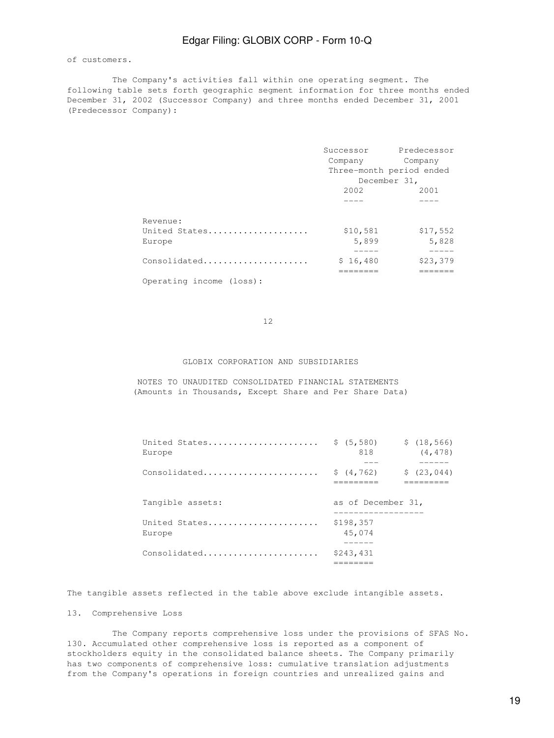of customers.

The Company's activities fall within one operating segment. The following table sets forth geographic segment information for three months ended December 31, 2002 (Successor Company) and three months ended December 31, 2001 (Predecessor Company):

| | Successor Company | Predecessor Company |
|---|---|---|
| | Three-month period ended December 31, | |
| | 2002 | 2001 |
| Revenue: | | |
| United States | $10,581 | $17,552 |
| Europe | 5,899 | 5,828 |
| Consolidated | $ 16,480 | $23,379 |
| Operating income (loss): | | |
| United States | $ (5,580) | $ (18,566) |
| Europe | 818 | (4,478) |
| Consolidated | $ (4,762) | $ (23,044) |

GLOBIX CORPORATION AND SUBSIDIARIES

NOTES TO UNAUDITED CONSOLIDATED FINANCIAL STATEMENTS
(Amounts in Thousands, Except Share and Per Share Data)

| Tangible assets: | as of December 31, |
|---|---|
| United States | $198,357 |
| Europe | 45,074 |
| Consolidated | $243,431 |

The tangible assets reflected in the table above exclude intangible assets.

13. Comprehensive Loss

The Company reports comprehensive loss under the provisions of SFAS No. 130. Accumulated other comprehensive loss is reported as a component of stockholders equity in the consolidated balance sheets. The Company primarily has two components of comprehensive loss: cumulative translation adjustments from the Company's operations in foreign countries and unrealized gains and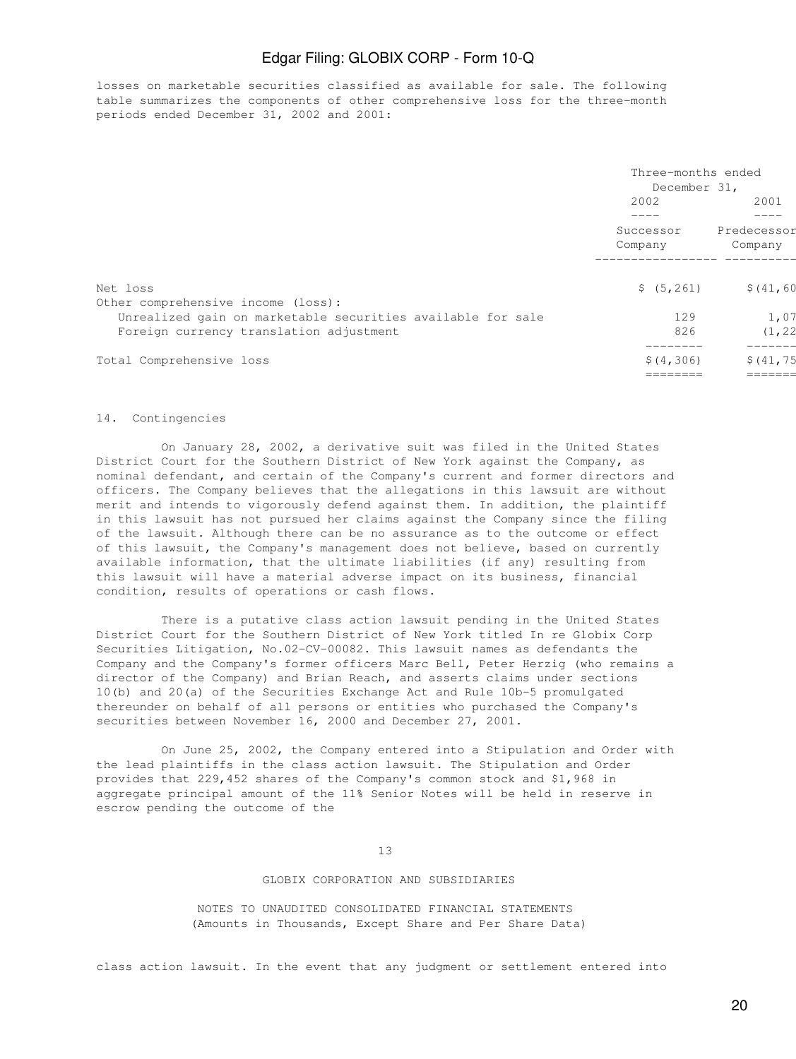losses on marketable securities classified as available for sale. The following table summarizes the components of other comprehensive loss for the three-month periods ended December 31, 2002 and 2001:

| | Three-months ended December 31, | |
|---|---|---|
| | 2002 | 2001 |
| | Successor Company | Predecessor Company |
| Net loss | $ (5,261) | $(41,60 |
| Other comprehensive income (loss): | | |
| Unrealized gain on marketable securities available for sale | 129 | 1,07 |
| Foreign currency translation adjustment | 826 | (1,22 |
| Total Comprehensive loss | $(4,306) | $(41,75 |

14. Contingencies

On January 28, 2002, a derivative suit was filed in the United States District Court for the Southern District of New York against the Company, as nominal defendant, and certain of the Company's current and former directors and officers. The Company believes that the allegations in this lawsuit are without merit and intends to vigorously defend against them. In addition, the plaintiff in this lawsuit has not pursued her claims against the Company since the filing of the lawsuit. Although there can be no assurance as to the outcome or effect of this lawsuit, the Company's management does not believe, based on currently available information, that the ultimate liabilities (if any) resulting from this lawsuit will have a material adverse impact on its business, financial condition, results of operations or cash flows.

There is a putative class action lawsuit pending in the United States District Court for the Southern District of New York titled In re Globix Corp Securities Litigation, No.02-CV-00082. This lawsuit names as defendants the Company and the Company's former officers Marc Bell, Peter Herzig (who remains a director of the Company) and Brian Reach, and asserts claims under sections 10(b) and 20(a) of the Securities Exchange Act and Rule 10b-5 promulgated thereunder on behalf of all persons or entities who purchased the Company's securities between November 16, 2000 and December 27, 2001.

On June 25, 2002, the Company entered into a Stipulation and Order with the lead plaintiffs in the class action lawsuit. The Stipulation and Order provides that 229,452 shares of the Company's common stock and $1,968 in aggregate principal amount of the 11% Senior Notes will be held in reserve in escrow pending the outcome of the

GLOBIX CORPORATION AND SUBSIDIARIES

NOTES TO UNAUDITED CONSOLIDATED FINANCIAL STATEMENTS
(Amounts in Thousands, Except Share and Per Share Data)

class action lawsuit. In the event that any judgment or settlement entered into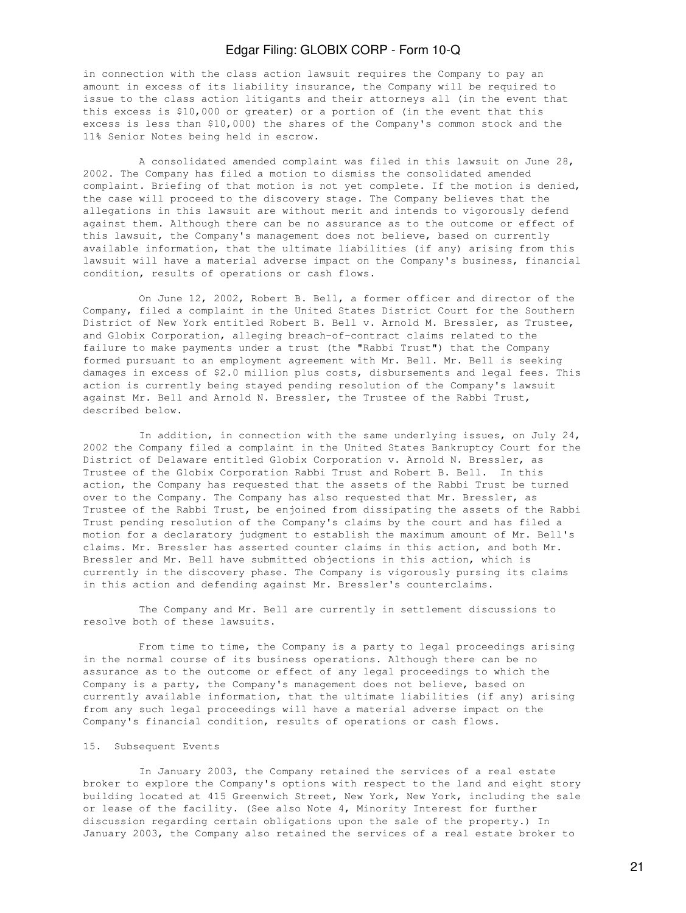in connection with the class action lawsuit requires the Company to pay an amount in excess of its liability insurance, the Company will be required to issue to the class action litigants and their attorneys all (in the event that this excess is $10,000 or greater) or a portion of (in the event that this excess is less than $10,000) the shares of the Company's common stock and the 11% Senior Notes being held in escrow.

A consolidated amended complaint was filed in this lawsuit on June 28, 2002. The Company has filed a motion to dismiss the consolidated amended complaint. Briefing of that motion is not yet complete. If the motion is denied, the case will proceed to the discovery stage. The Company believes that the allegations in this lawsuit are without merit and intends to vigorously defend against them. Although there can be no assurance as to the outcome or effect of this lawsuit, the Company's management does not believe, based on currently available information, that the ultimate liabilities (if any) arising from this lawsuit will have a material adverse impact on the Company's business, financial condition, results of operations or cash flows.

On June 12, 2002, Robert B. Bell, a former officer and director of the Company, filed a complaint in the United States District Court for the Southern District of New York entitled Robert B. Bell v. Arnold M. Bressler, as Trustee, and Globix Corporation, alleging breach-of-contract claims related to the failure to make payments under a trust (the "Rabbi Trust") that the Company formed pursuant to an employment agreement with Mr. Bell. Mr. Bell is seeking damages in excess of $2.0 million plus costs, disbursements and legal fees. This action is currently being stayed pending resolution of the Company's lawsuit against Mr. Bell and Arnold N. Bressler, the Trustee of the Rabbi Trust, described below.

In addition, in connection with the same underlying issues, on July 24, 2002 the Company filed a complaint in the United States Bankruptcy Court for the District of Delaware entitled Globix Corporation v. Arnold N. Bressler, as Trustee of the Globix Corporation Rabbi Trust and Robert B. Bell. In this action, the Company has requested that the assets of the Rabbi Trust be turned over to the Company. The Company has also requested that Mr. Bressler, as Trustee of the Rabbi Trust, be enjoined from dissipating the assets of the Rabbi Trust pending resolution of the Company's claims by the court and has filed a motion for a declaratory judgment to establish the maximum amount of Mr. Bell's claims. Mr. Bressler has asserted counter claims in this action, and both Mr. Bressler and Mr. Bell have submitted objections in this action, which is currently in the discovery phase. The Company is vigorously pursing its claims in this action and defending against Mr. Bressler's counterclaims.

The Company and Mr. Bell are currently in settlement discussions to resolve both of these lawsuits.

From time to time, the Company is a party to legal proceedings arising in the normal course of its business operations. Although there can be no assurance as to the outcome or effect of any legal proceedings to which the Company is a party, the Company's management does not believe, based on currently available information, that the ultimate liabilities (if any) arising from any such legal proceedings will have a material adverse impact on the Company's financial condition, results of operations or cash flows.

## 15. Subsequent Events

In January 2003, the Company retained the services of a real estate broker to explore the Company's options with respect to the land and eight story building located at 415 Greenwich Street, New York, New York, including the sale or lease of the facility. (See also Note 4, Minority Interest for further discussion regarding certain obligations upon the sale of the property.) In January 2003, the Company also retained the services of a real estate broker to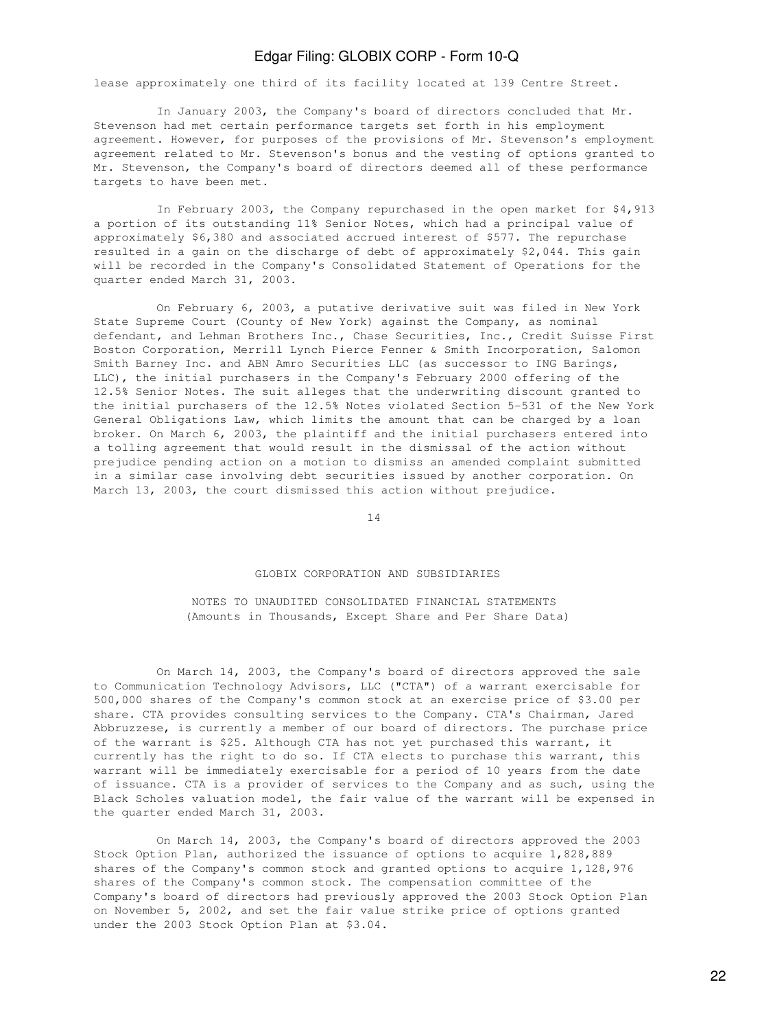lease approximately one third of its facility located at 139 Centre Street.

In January 2003, the Company's board of directors concluded that Mr. Stevenson had met certain performance targets set forth in his employment agreement. However, for purposes of the provisions of Mr. Stevenson's employment agreement related to Mr. Stevenson's bonus and the vesting of options granted to Mr. Stevenson, the Company's board of directors deemed all of these performance targets to have been met.

In February 2003, the Company repurchased in the open market for $4,913 a portion of its outstanding 11% Senior Notes, which had a principal value of approximately $6,380 and associated accrued interest of $577. The repurchase resulted in a gain on the discharge of debt of approximately $2,044. This gain will be recorded in the Company's Consolidated Statement of Operations for the quarter ended March 31, 2003.

On February 6, 2003, a putative derivative suit was filed in New York State Supreme Court (County of New York) against the Company, as nominal defendant, and Lehman Brothers Inc., Chase Securities, Inc., Credit Suisse First Boston Corporation, Merrill Lynch Pierce Fenner & Smith Incorporation, Salomon Smith Barney Inc. and ABN Amro Securities LLC (as successor to ING Barings, LLC), the initial purchasers in the Company's February 2000 offering of the 12.5% Senior Notes. The suit alleges that the underwriting discount granted to the initial purchasers of the 12.5% Notes violated Section 5-531 of the New York General Obligations Law, which limits the amount that can be charged by a loan broker. On March 6, 2003, the plaintiff and the initial purchasers entered into a tolling agreement that would result in the dismissal of the action without prejudice pending action on a motion to dismiss an amended complaint submitted in a similar case involving debt securities issued by another corporation. On March 13, 2003, the court dismissed this action without prejudice.

GLOBIX CORPORATION AND SUBSIDIARIES

NOTES TO UNAUDITED CONSOLIDATED FINANCIAL STATEMENTS
(Amounts in Thousands, Except Share and Per Share Data)

On March 14, 2003, the Company's board of directors approved the sale to Communication Technology Advisors, LLC ("CTA") of a warrant exercisable for 500,000 shares of the Company's common stock at an exercise price of $3.00 per share. CTA provides consulting services to the Company. CTA's Chairman, Jared Abbruzzese, is currently a member of our board of directors. The purchase price of the warrant is $25. Although CTA has not yet purchased this warrant, it currently has the right to do so. If CTA elects to purchase this warrant, this warrant will be immediately exercisable for a period of 10 years from the date of issuance. CTA is a provider of services to the Company and as such, using the Black Scholes valuation model, the fair value of the warrant will be expensed in the quarter ended March 31, 2003.

On March 14, 2003, the Company's board of directors approved the 2003 Stock Option Plan, authorized the issuance of options to acquire 1,828,889 shares of the Company's common stock and granted options to acquire 1,128,976 shares of the Company's common stock. The compensation committee of the Company's board of directors had previously approved the 2003 Stock Option Plan on November 5, 2002, and set the fair value strike price of options granted under the 2003 Stock Option Plan at $3.04.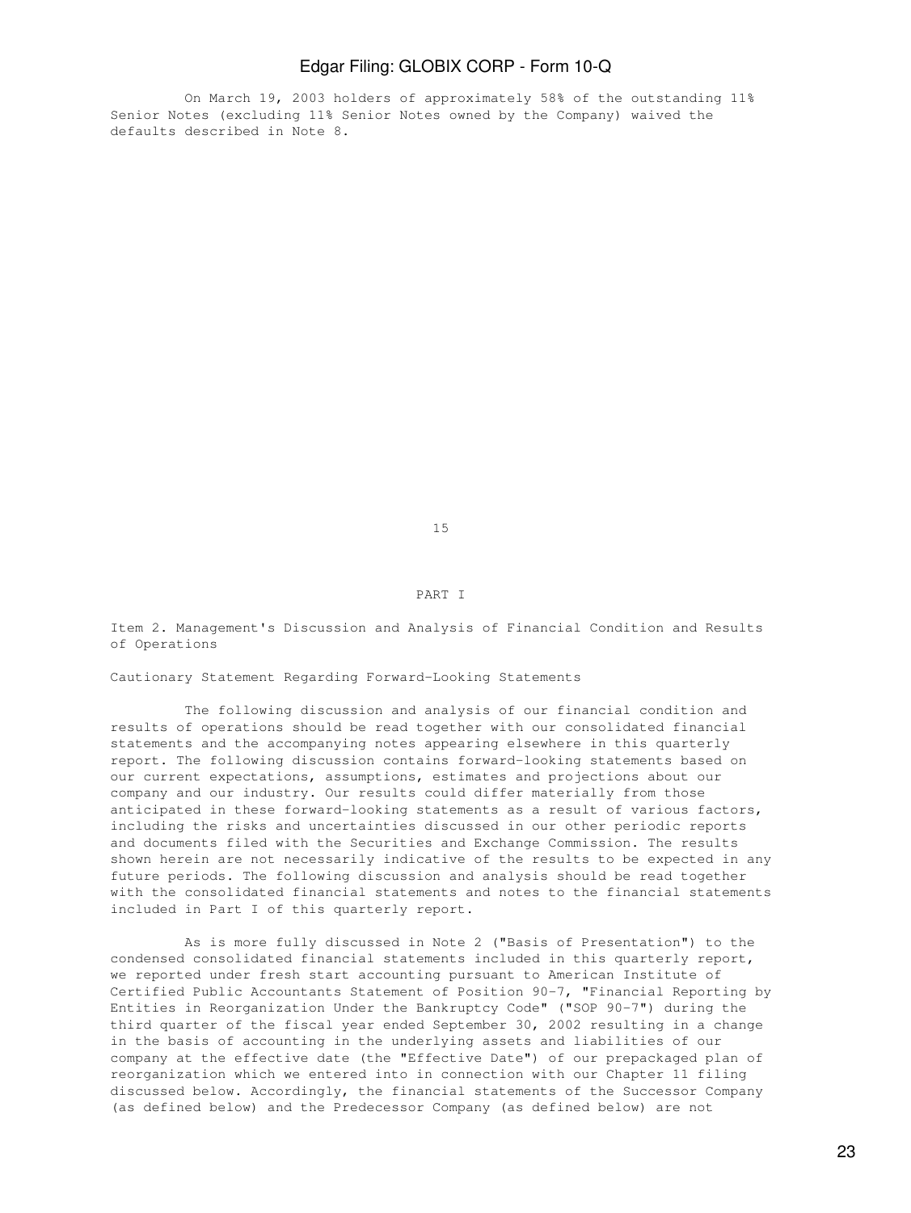On March 19, 2003 holders of approximately 58% of the outstanding 11% Senior Notes (excluding 11% Senior Notes owned by the Company) waived the defaults described in Note 8.

PART I

## Item 2. Management's Discussion and Analysis of Financial Condition and Results of Operations

### Cautionary Statement Regarding Forward-Looking Statements

The following discussion and analysis of our financial condition and results of operations should be read together with our consolidated financial statements and the accompanying notes appearing elsewhere in this quarterly report. The following discussion contains forward-looking statements based on our current expectations, assumptions, estimates and projections about our company and our industry. Our results could differ materially from those anticipated in these forward-looking statements as a result of various factors, including the risks and uncertainties discussed in our other periodic reports and documents filed with the Securities and Exchange Commission. The results shown herein are not necessarily indicative of the results to be expected in any future periods. The following discussion and analysis should be read together with the consolidated financial statements and notes to the financial statements included in Part I of this quarterly report.

As is more fully discussed in Note 2 ("Basis of Presentation") to the condensed consolidated financial statements included in this quarterly report, we reported under fresh start accounting pursuant to American Institute of Certified Public Accountants Statement of Position 90-7, "Financial Reporting by Entities in Reorganization Under the Bankruptcy Code" ("SOP 90-7") during the third quarter of the fiscal year ended September 30, 2002 resulting in a change in the basis of accounting in the underlying assets and liabilities of our company at the effective date (the "Effective Date") of our prepackaged plan of reorganization which we entered into in connection with our Chapter 11 filing discussed below. Accordingly, the financial statements of the Successor Company (as defined below) and the Predecessor Company (as defined below) are not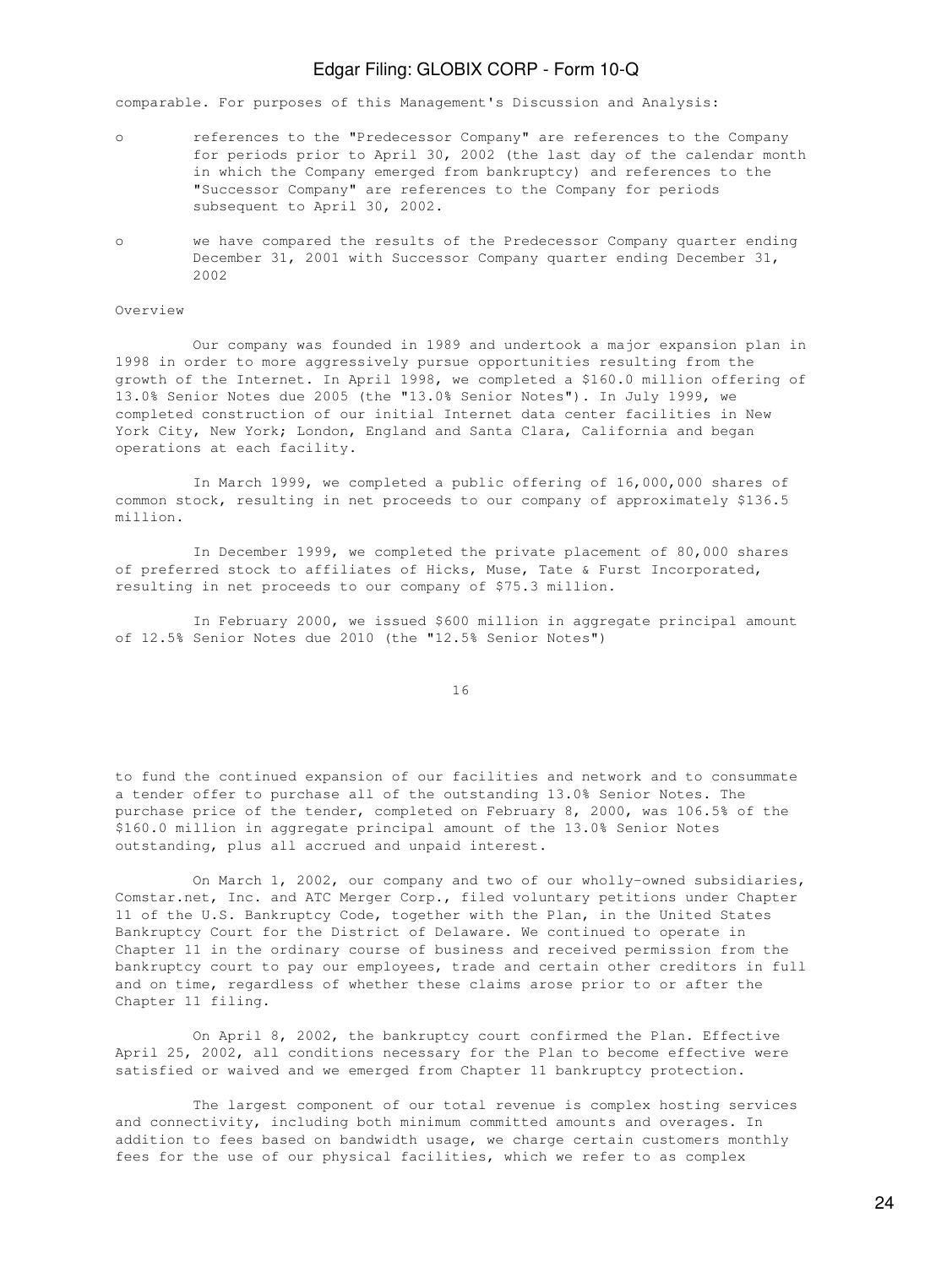comparable. For purposes of this Management's Discussion and Analysis:

- references to the "Predecessor Company" are references to the Company for periods prior to April 30, 2002 (the last day of the calendar month in which the Company emerged from bankruptcy) and references to the "Successor Company" are references to the Company for periods subsequent to April 30, 2002.
- we have compared the results of the Predecessor Company quarter ending December 31, 2001 with Successor Company quarter ending December 31, 2002

Overview

Our company was founded in 1989 and undertook a major expansion plan in 1998 in order to more aggressively pursue opportunities resulting from the growth of the Internet. In April 1998, we completed a $160.0 million offering of 13.0% Senior Notes due 2005 (the "13.0% Senior Notes"). In July 1999, we completed construction of our initial Internet data center facilities in New York City, New York; London, England and Santa Clara, California and began operations at each facility.

In March 1999, we completed a public offering of 16,000,000 shares of common stock, resulting in net proceeds to our company of approximately $136.5 million.

In December 1999, we completed the private placement of 80,000 shares of preferred stock to affiliates of Hicks, Muse, Tate & Furst Incorporated, resulting in net proceeds to our company of $75.3 million.

In February 2000, we issued $600 million in aggregate principal amount of 12.5% Senior Notes due 2010 (the "12.5% Senior Notes") to fund the continued expansion of our facilities and network and to consummate a tender offer to purchase all of the outstanding 13.0% Senior Notes. The purchase price of the tender, completed on February 8, 2000, was 106.5% of the $160.0 million in aggregate principal amount of the 13.0% Senior Notes outstanding, plus all accrued and unpaid interest.

On March 1, 2002, our company and two of our wholly-owned subsidiaries, Comstar.net, Inc. and ATC Merger Corp., filed voluntary petitions under Chapter 11 of the U.S. Bankruptcy Code, together with the Plan, in the United States Bankruptcy Court for the District of Delaware. We continued to operate in Chapter 11 in the ordinary course of business and received permission from the bankruptcy court to pay our employees, trade and certain other creditors in full and on time, regardless of whether these claims arose prior to or after the Chapter 11 filing.

On April 8, 2002, the bankruptcy court confirmed the Plan. Effective April 25, 2002, all conditions necessary for the Plan to become effective were satisfied or waived and we emerged from Chapter 11 bankruptcy protection.

The largest component of our total revenue is complex hosting services and connectivity, including both minimum committed amounts and overages. In addition to fees based on bandwidth usage, we charge certain customers monthly fees for the use of our physical facilities, which we refer to as complex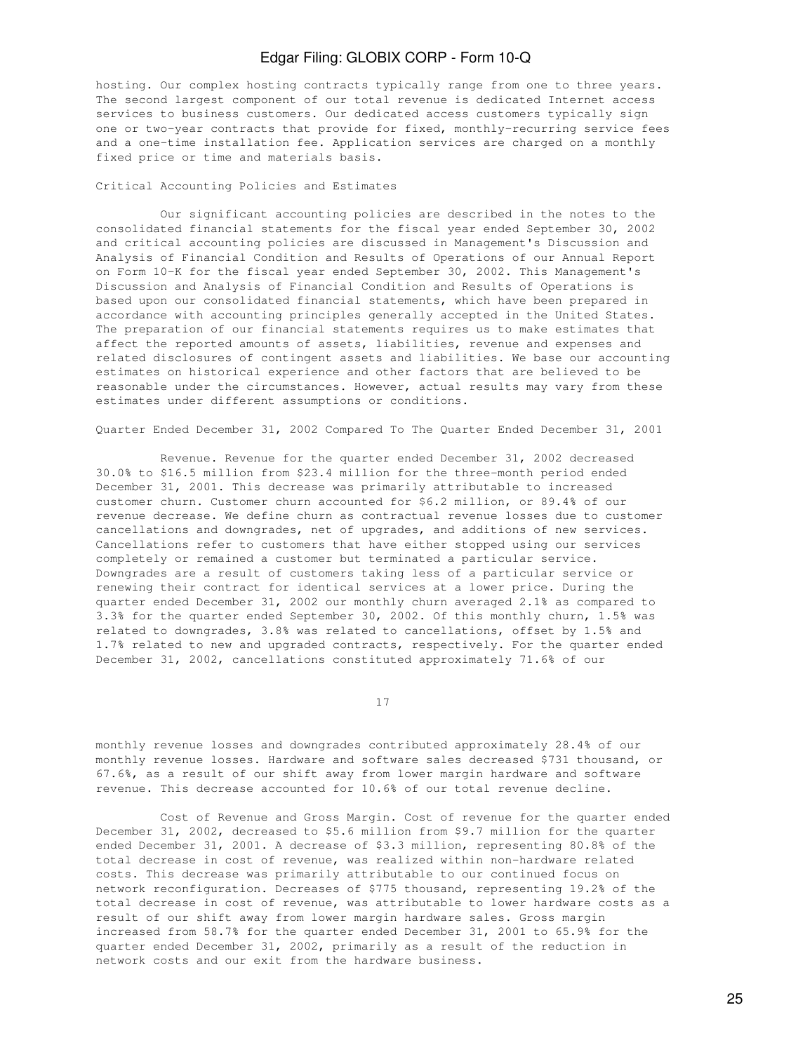hosting. Our complex hosting contracts typically range from one to three years. The second largest component of our total revenue is dedicated Internet access services to business customers. Our dedicated access customers typically sign one or two-year contracts that provide for fixed, monthly-recurring service fees and a one-time installation fee. Application services are charged on a monthly fixed price or time and materials basis.

### Critical Accounting Policies and Estimates

Our significant accounting policies are described in the notes to the consolidated financial statements for the fiscal year ended September 30, 2002 and critical accounting policies are discussed in Management's Discussion and Analysis of Financial Condition and Results of Operations of our Annual Report on Form 10-K for the fiscal year ended September 30, 2002. This Management's Discussion and Analysis of Financial Condition and Results of Operations is based upon our consolidated financial statements, which have been prepared in accordance with accounting principles generally accepted in the United States. The preparation of our financial statements requires us to make estimates that affect the reported amounts of assets, liabilities, revenue and expenses and related disclosures of contingent assets and liabilities. We base our accounting estimates on historical experience and other factors that are believed to be reasonable under the circumstances. However, actual results may vary from these estimates under different assumptions or conditions.

### Quarter Ended December 31, 2002 Compared To The Quarter Ended December 31, 2001

Revenue. Revenue for the quarter ended December 31, 2002 decreased 30.0% to $16.5 million from $23.4 million for the three-month period ended December 31, 2001. This decrease was primarily attributable to increased customer churn. Customer churn accounted for $6.2 million, or 89.4% of our revenue decrease. We define churn as contractual revenue losses due to customer cancellations and downgrades, net of upgrades, and additions of new services. Cancellations refer to customers that have either stopped using our services completely or remained a customer but terminated a particular service. Downgrades are a result of customers taking less of a particular service or renewing their contract for identical services at a lower price. During the quarter ended December 31, 2002 our monthly churn averaged 2.1% as compared to 3.3% for the quarter ended September 30, 2002. Of this monthly churn, 1.5% was related to downgrades, 3.8% was related to cancellations, offset by 1.5% and 1.7% related to new and upgraded contracts, respectively. For the quarter ended December 31, 2002, cancellations constituted approximately 71.6% of our monthly revenue losses and downgrades contributed approximately 28.4% of our monthly revenue losses. Hardware and software sales decreased $731 thousand, or 67.6%, as a result of our shift away from lower margin hardware and software revenue. This decrease accounted for 10.6% of our total revenue decline.

Cost of Revenue and Gross Margin. Cost of revenue for the quarter ended December 31, 2002, decreased to $5.6 million from $9.7 million for the quarter ended December 31, 2001. A decrease of $3.3 million, representing 80.8% of the total decrease in cost of revenue, was realized within non-hardware related costs. This decrease was primarily attributable to our continued focus on network reconfiguration. Decreases of $775 thousand, representing 19.2% of the total decrease in cost of revenue, was attributable to lower hardware costs as a result of our shift away from lower margin hardware sales. Gross margin increased from 58.7% for the quarter ended December 31, 2001 to 65.9% for the quarter ended December 31, 2002, primarily as a result of the reduction in network costs and our exit from the hardware business.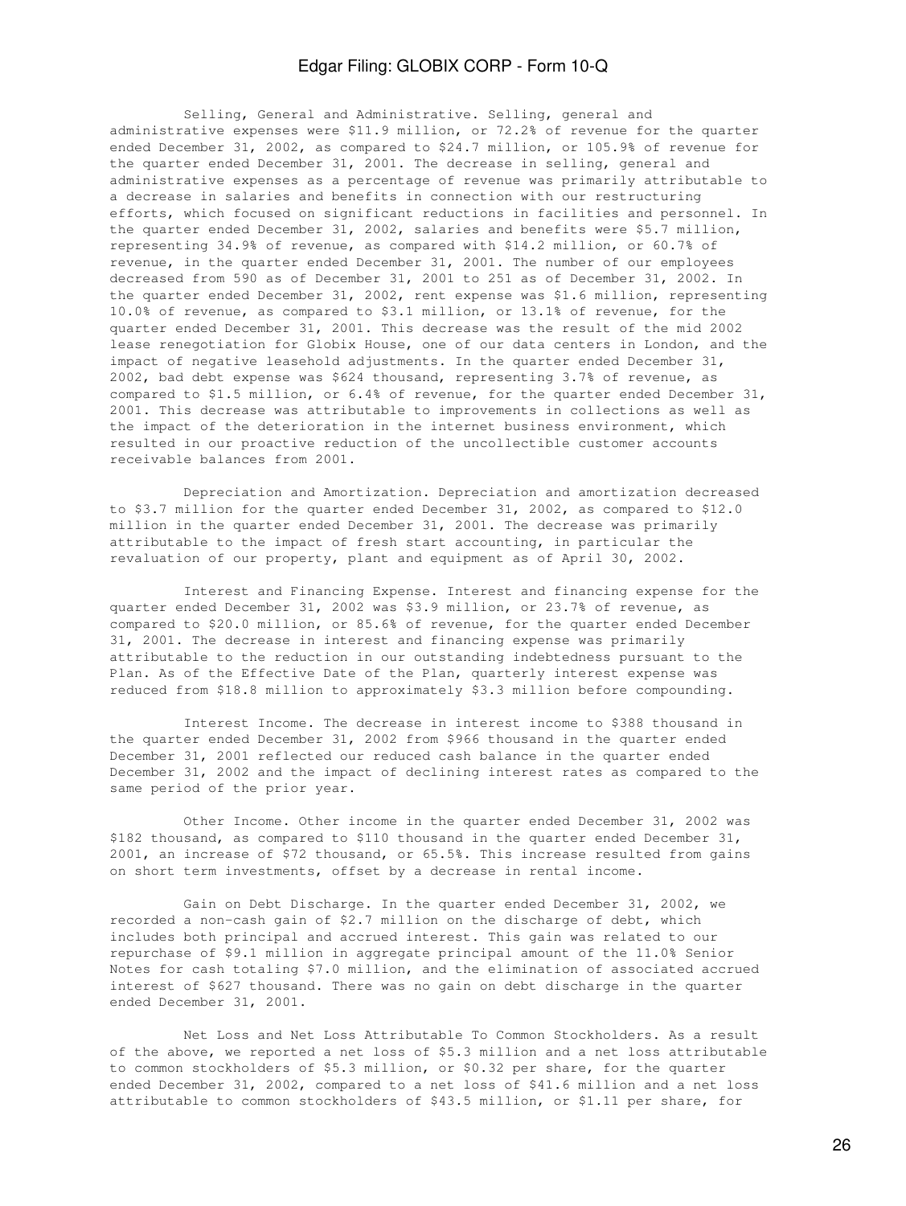Selling, General and Administrative. Selling, general and administrative expenses were $11.9 million, or 72.2% of revenue for the quarter ended December 31, 2002, as compared to $24.7 million, or 105.9% of revenue for the quarter ended December 31, 2001. The decrease in selling, general and administrative expenses as a percentage of revenue was primarily attributable to a decrease in salaries and benefits in connection with our restructuring efforts, which focused on significant reductions in facilities and personnel. In the quarter ended December 31, 2002, salaries and benefits were $5.7 million, representing 34.9% of revenue, as compared with $14.2 million, or 60.7% of revenue, in the quarter ended December 31, 2001. The number of our employees decreased from 590 as of December 31, 2001 to 251 as of December 31, 2002. In the quarter ended December 31, 2002, rent expense was $1.6 million, representing 10.0% of revenue, as compared to $3.1 million, or 13.1% of revenue, for the quarter ended December 31, 2001. This decrease was the result of the mid 2002 lease renegotiation for Globix House, one of our data centers in London, and the impact of negative leasehold adjustments. In the quarter ended December 31, 2002, bad debt expense was $624 thousand, representing 3.7% of revenue, as compared to $1.5 million, or 6.4% of revenue, for the quarter ended December 31, 2001. This decrease was attributable to improvements in collections as well as the impact of the deterioration in the internet business environment, which resulted in our proactive reduction of the uncollectible customer accounts receivable balances from 2001.

Depreciation and Amortization. Depreciation and amortization decreased to $3.7 million for the quarter ended December 31, 2002, as compared to $12.0 million in the quarter ended December 31, 2001. The decrease was primarily attributable to the impact of fresh start accounting, in particular the revaluation of our property, plant and equipment as of April 30, 2002.

Interest and Financing Expense. Interest and financing expense for the quarter ended December 31, 2002 was $3.9 million, or 23.7% of revenue, as compared to $20.0 million, or 85.6% of revenue, for the quarter ended December 31, 2001. The decrease in interest and financing expense was primarily attributable to the reduction in our outstanding indebtedness pursuant to the Plan. As of the Effective Date of the Plan, quarterly interest expense was reduced from $18.8 million to approximately $3.3 million before compounding.

Interest Income. The decrease in interest income to $388 thousand in the quarter ended December 31, 2002 from $966 thousand in the quarter ended December 31, 2001 reflected our reduced cash balance in the quarter ended December 31, 2002 and the impact of declining interest rates as compared to the same period of the prior year.

Other Income. Other income in the quarter ended December 31, 2002 was $182 thousand, as compared to $110 thousand in the quarter ended December 31, 2001, an increase of $72 thousand, or 65.5%. This increase resulted from gains on short term investments, offset by a decrease in rental income.

Gain on Debt Discharge. In the quarter ended December 31, 2002, we recorded a non-cash gain of $2.7 million on the discharge of debt, which includes both principal and accrued interest. This gain was related to our repurchase of $9.1 million in aggregate principal amount of the 11.0% Senior Notes for cash totaling $7.0 million, and the elimination of associated accrued interest of $627 thousand. There was no gain on debt discharge in the quarter ended December 31, 2001.

Net Loss and Net Loss Attributable To Common Stockholders. As a result of the above, we reported a net loss of $5.3 million and a net loss attributable to common stockholders of $5.3 million, or $0.32 per share, for the quarter ended December 31, 2002, compared to a net loss of $41.6 million and a net loss attributable to common stockholders of $43.5 million, or $1.11 per share, for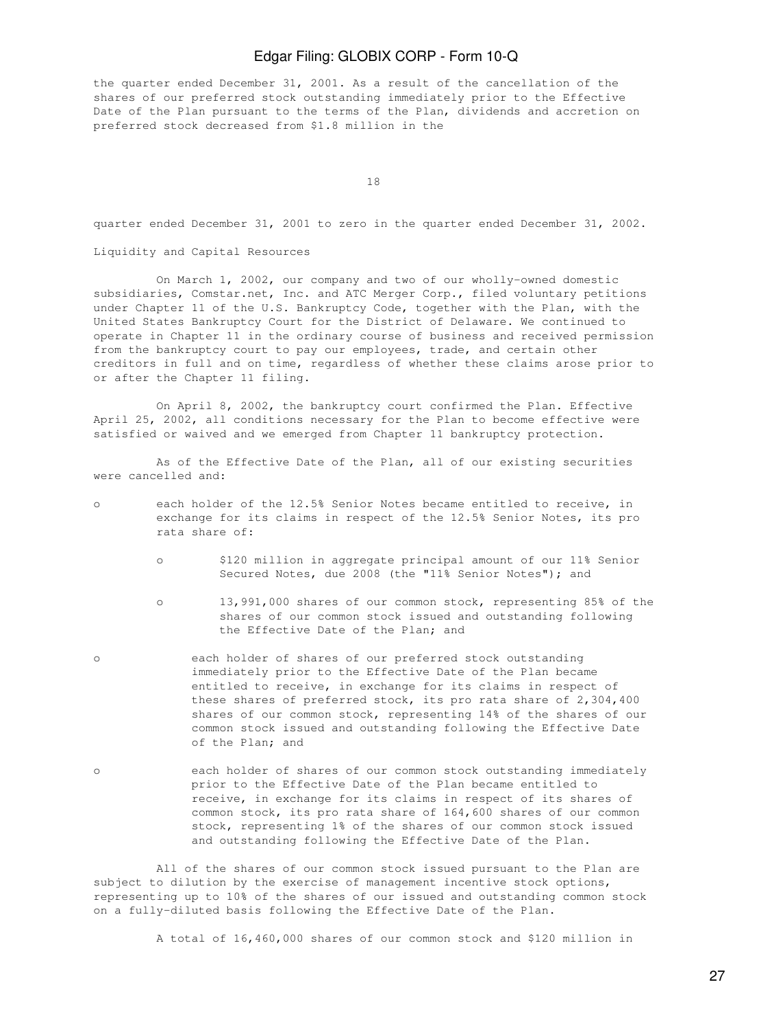the quarter ended December 31, 2001. As a result of the cancellation of the shares of our preferred stock outstanding immediately prior to the Effective Date of the Plan pursuant to the terms of the Plan, dividends and accretion on preferred stock decreased from $1.8 million in the

quarter ended December 31, 2001 to zero in the quarter ended December 31, 2002.

## Liquidity and Capital Resources

On March 1, 2002, our company and two of our wholly-owned domestic subsidiaries, Comstar.net, Inc. and ATC Merger Corp., filed voluntary petitions under Chapter 11 of the U.S. Bankruptcy Code, together with the Plan, with the United States Bankruptcy Court for the District of Delaware. We continued to operate in Chapter 11 in the ordinary course of business and received permission from the bankruptcy court to pay our employees, trade, and certain other creditors in full and on time, regardless of whether these claims arose prior to or after the Chapter 11 filing.

On April 8, 2002, the bankruptcy court confirmed the Plan. Effective April 25, 2002, all conditions necessary for the Plan to become effective were satisfied or waived and we emerged from Chapter 11 bankruptcy protection.

As of the Effective Date of the Plan, all of our existing securities were cancelled and:

- each holder of the 12.5% Senior Notes became entitled to receive, in exchange for its claims in respect of the 12.5% Senior Notes, its pro rata share of:
  - $120 million in aggregate principal amount of our 11% Senior Secured Notes, due 2008 (the "11% Senior Notes"); and
  - 13,991,000 shares of our common stock, representing 85% of the shares of our common stock issued and outstanding following the Effective Date of the Plan; and
- each holder of shares of our preferred stock outstanding immediately prior to the Effective Date of the Plan became entitled to receive, in exchange for its claims in respect of these shares of preferred stock, its pro rata share of 2,304,400 shares of our common stock, representing 14% of the shares of our common stock issued and outstanding following the Effective Date of the Plan; and
- each holder of shares of our common stock outstanding immediately prior to the Effective Date of the Plan became entitled to receive, in exchange for its claims in respect of its shares of common stock, its pro rata share of 164,600 shares of our common stock, representing 1% of the shares of our common stock issued and outstanding following the Effective Date of the Plan.

All of the shares of our common stock issued pursuant to the Plan are subject to dilution by the exercise of management incentive stock options, representing up to 10% of the shares of our issued and outstanding common stock on a fully-diluted basis following the Effective Date of the Plan.

A total of 16,460,000 shares of our common stock and $120 million in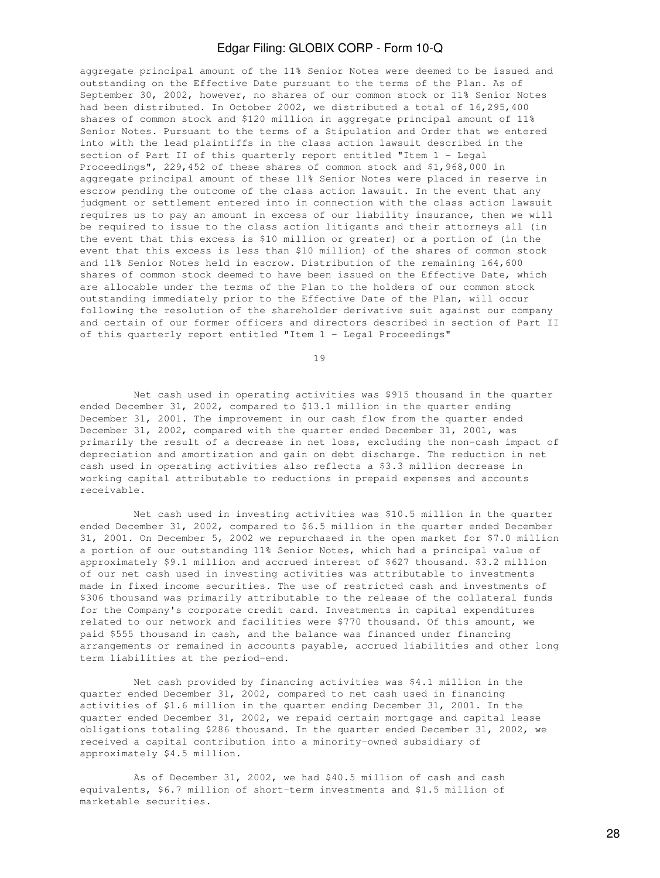aggregate principal amount of the 11% Senior Notes were deemed to be issued and outstanding on the Effective Date pursuant to the terms of the Plan. As of September 30, 2002, however, no shares of our common stock or 11% Senior Notes had been distributed. In October 2002, we distributed a total of 16,295,400 shares of common stock and $120 million in aggregate principal amount of 11% Senior Notes. Pursuant to the terms of a Stipulation and Order that we entered into with the lead plaintiffs in the class action lawsuit described in the section of Part II of this quarterly report entitled "Item 1 - Legal Proceedings", 229,452 of these shares of common stock and $1,968,000 in aggregate principal amount of these 11% Senior Notes were placed in reserve in escrow pending the outcome of the class action lawsuit. In the event that any judgment or settlement entered into in connection with the class action lawsuit requires us to pay an amount in excess of our liability insurance, then we will be required to issue to the class action litigants and their attorneys all (in the event that this excess is $10 million or greater) or a portion of (in the event that this excess is less than $10 million) of the shares of common stock and 11% Senior Notes held in escrow. Distribution of the remaining 164,600 shares of common stock deemed to have been issued on the Effective Date, which are allocable under the terms of the Plan to the holders of our common stock outstanding immediately prior to the Effective Date of the Plan, will occur following the resolution of the shareholder derivative suit against our company and certain of our former officers and directors described in section of Part II of this quarterly report entitled "Item 1 - Legal Proceedings"

Net cash used in operating activities was $915 thousand in the quarter ended December 31, 2002, compared to $13.1 million in the quarter ending December 31, 2001. The improvement in our cash flow from the quarter ended December 31, 2002, compared with the quarter ended December 31, 2001, was primarily the result of a decrease in net loss, excluding the non-cash impact of depreciation and amortization and gain on debt discharge. The reduction in net cash used in operating activities also reflects a $3.3 million decrease in working capital attributable to reductions in prepaid expenses and accounts receivable.

Net cash used in investing activities was $10.5 million in the quarter ended December 31, 2002, compared to $6.5 million in the quarter ended December 31, 2001. On December 5, 2002 we repurchased in the open market for $7.0 million a portion of our outstanding 11% Senior Notes, which had a principal value of approximately $9.1 million and accrued interest of $627 thousand. $3.2 million of our net cash used in investing activities was attributable to investments made in fixed income securities. The use of restricted cash and investments of $306 thousand was primarily attributable to the release of the collateral funds for the Company's corporate credit card. Investments in capital expenditures related to our network and facilities were $770 thousand. Of this amount, we paid $555 thousand in cash, and the balance was financed under financing arrangements or remained in accounts payable, accrued liabilities and other long term liabilities at the period-end.

Net cash provided by financing activities was $4.1 million in the quarter ended December 31, 2002, compared to net cash used in financing activities of $1.6 million in the quarter ending December 31, 2001. In the quarter ended December 31, 2002, we repaid certain mortgage and capital lease obligations totaling $286 thousand. In the quarter ended December 31, 2002, we received a capital contribution into a minority-owned subsidiary of approximately $4.5 million.

As of December 31, 2002, we had $40.5 million of cash and cash equivalents, $6.7 million of short-term investments and $1.5 million of marketable securities.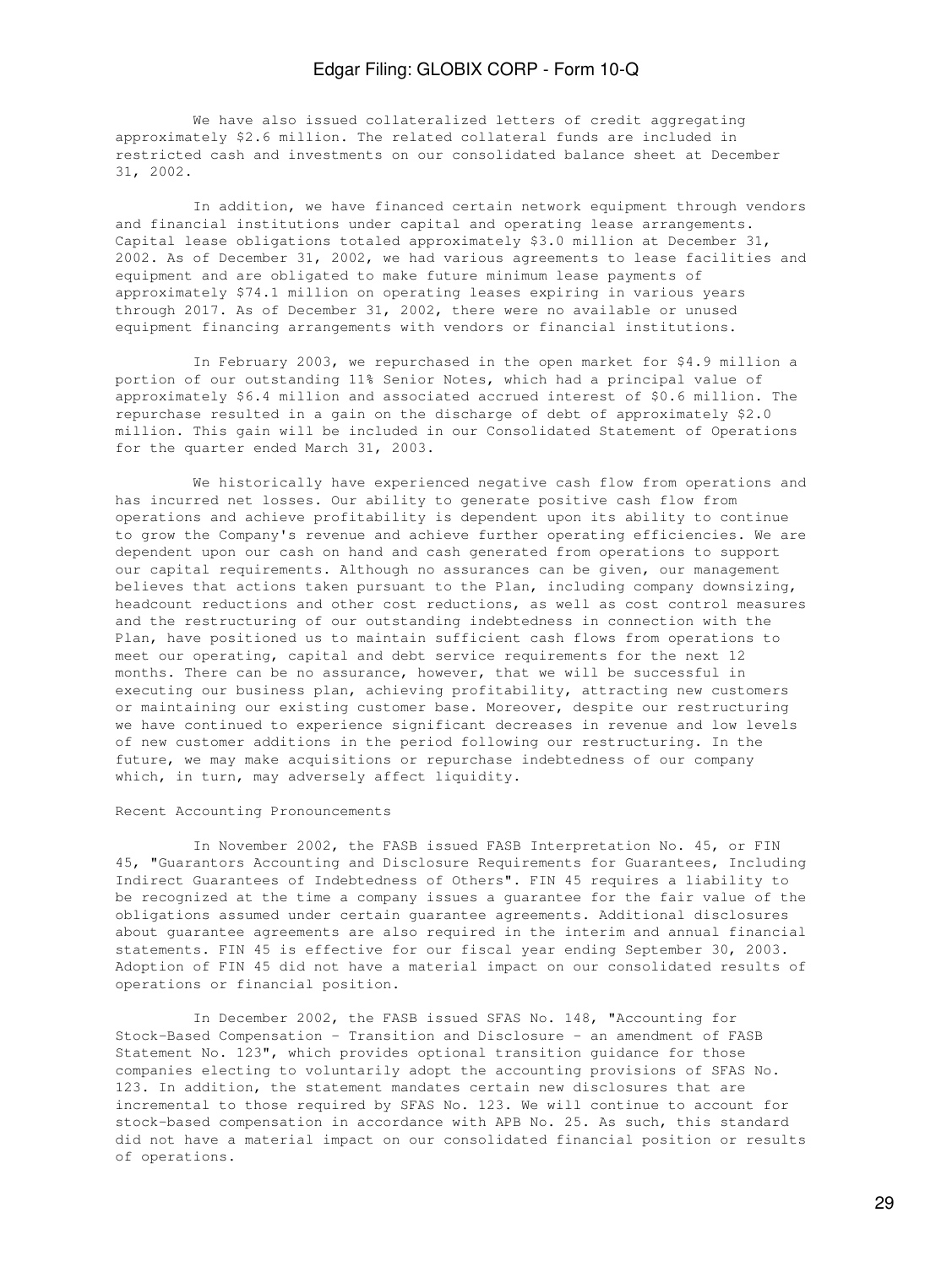We have also issued collateralized letters of credit aggregating approximately $2.6 million. The related collateral funds are included in restricted cash and investments on our consolidated balance sheet at December 31, 2002.

In addition, we have financed certain network equipment through vendors and financial institutions under capital and operating lease arrangements. Capital lease obligations totaled approximately $3.0 million at December 31, 2002. As of December 31, 2002, we had various agreements to lease facilities and equipment and are obligated to make future minimum lease payments of approximately $74.1 million on operating leases expiring in various years through 2017. As of December 31, 2002, there were no available or unused equipment financing arrangements with vendors or financial institutions.

In February 2003, we repurchased in the open market for $4.9 million a portion of our outstanding 11% Senior Notes, which had a principal value of approximately $6.4 million and associated accrued interest of $0.6 million. The repurchase resulted in a gain on the discharge of debt of approximately $2.0 million. This gain will be included in our Consolidated Statement of Operations for the quarter ended March 31, 2003.

We historically have experienced negative cash flow from operations and has incurred net losses. Our ability to generate positive cash flow from operations and achieve profitability is dependent upon its ability to continue to grow the Company's revenue and achieve further operating efficiencies. We are dependent upon our cash on hand and cash generated from operations to support our capital requirements. Although no assurances can be given, our management believes that actions taken pursuant to the Plan, including company downsizing, headcount reductions and other cost reductions, as well as cost control measures and the restructuring of our outstanding indebtedness in connection with the Plan, have positioned us to maintain sufficient cash flows from operations to meet our operating, capital and debt service requirements for the next 12 months. There can be no assurance, however, that we will be successful in executing our business plan, achieving profitability, attracting new customers or maintaining our existing customer base. Moreover, despite our restructuring we have continued to experience significant decreases in revenue and low levels of new customer additions in the period following our restructuring. In the future, we may make acquisitions or repurchase indebtedness of our company which, in turn, may adversely affect liquidity.

## Recent Accounting Pronouncements

In November 2002, the FASB issued FASB Interpretation No. 45, or FIN 45, "Guarantors Accounting and Disclosure Requirements for Guarantees, Including Indirect Guarantees of Indebtedness of Others". FIN 45 requires a liability to be recognized at the time a company issues a guarantee for the fair value of the obligations assumed under certain guarantee agreements. Additional disclosures about guarantee agreements are also required in the interim and annual financial statements. FIN 45 is effective for our fiscal year ending September 30, 2003. Adoption of FIN 45 did not have a material impact on our consolidated results of operations or financial position.

In December 2002, the FASB issued SFAS No. 148, "Accounting for Stock-Based Compensation - Transition and Disclosure - an amendment of FASB Statement No. 123", which provides optional transition guidance for those companies electing to voluntarily adopt the accounting provisions of SFAS No. 123. In addition, the statement mandates certain new disclosures that are incremental to those required by SFAS No. 123. We will continue to account for stock-based compensation in accordance with APB No. 25. As such, this standard did not have a material impact on our consolidated financial position or results of operations.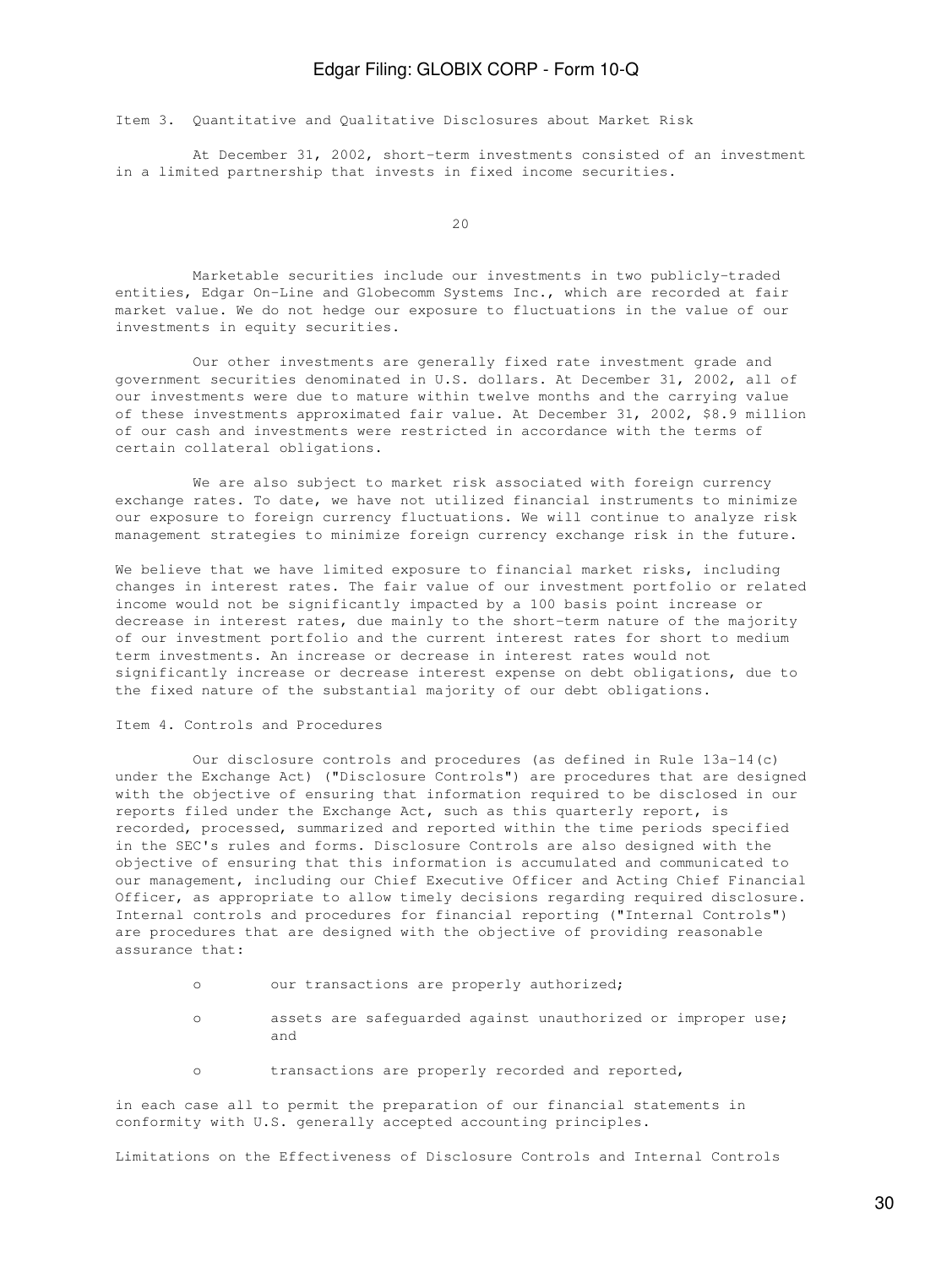## Item 3. Quantitative and Qualitative Disclosures about Market Risk

At December 31, 2002, short-term investments consisted of an investment in a limited partnership that invests in fixed income securities.

Marketable securities include our investments in two publicly-traded entities, Edgar On-Line and Globecomm Systems Inc., which are recorded at fair market value. We do not hedge our exposure to fluctuations in the value of our investments in equity securities.

Our other investments are generally fixed rate investment grade and government securities denominated in U.S. dollars. At December 31, 2002, all of our investments were due to mature within twelve months and the carrying value of these investments approximated fair value. At December 31, 2002, $8.9 million of our cash and investments were restricted in accordance with the terms of certain collateral obligations.

We are also subject to market risk associated with foreign currency exchange rates. To date, we have not utilized financial instruments to minimize our exposure to foreign currency fluctuations. We will continue to analyze risk management strategies to minimize foreign currency exchange risk in the future.

We believe that we have limited exposure to financial market risks, including changes in interest rates. The fair value of our investment portfolio or related income would not be significantly impacted by a 100 basis point increase or decrease in interest rates, due mainly to the short-term nature of the majority of our investment portfolio and the current interest rates for short to medium term investments. An increase or decrease in interest rates would not significantly increase or decrease interest expense on debt obligations, due to the fixed nature of the substantial majority of our debt obligations.

## Item 4. Controls and Procedures

Our disclosure controls and procedures (as defined in Rule 13a-14(c) under the Exchange Act) ("Disclosure Controls") are procedures that are designed with the objective of ensuring that information required to be disclosed in our reports filed under the Exchange Act, such as this quarterly report, is recorded, processed, summarized and reported within the time periods specified in the SEC's rules and forms. Disclosure Controls are also designed with the objective of ensuring that this information is accumulated and communicated to our management, including our Chief Executive Officer and Acting Chief Financial Officer, as appropriate to allow timely decisions regarding required disclosure. Internal controls and procedures for financial reporting ("Internal Controls") are procedures that are designed with the objective of providing reasonable assurance that:

- our transactions are properly authorized;
- assets are safeguarded against unauthorized or improper use; and
- transactions are properly recorded and reported,

in each case all to permit the preparation of our financial statements in conformity with U.S. generally accepted accounting principles.

Limitations on the Effectiveness of Disclosure Controls and Internal Controls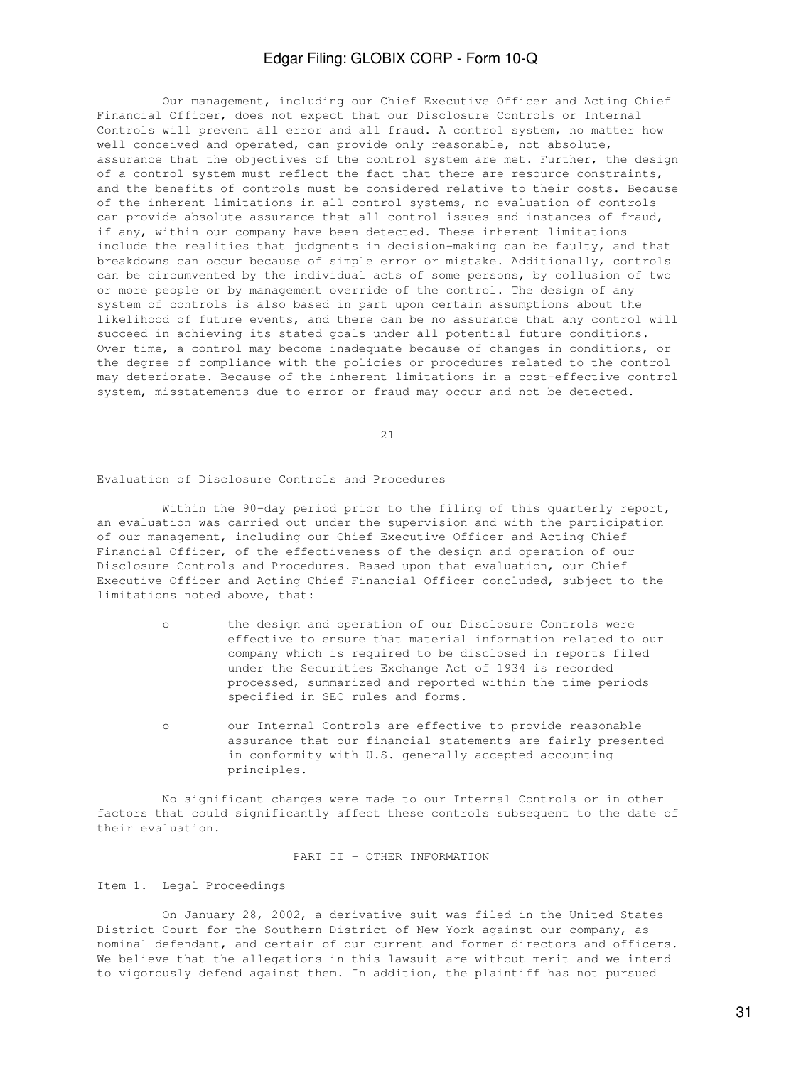Our management, including our Chief Executive Officer and Acting Chief Financial Officer, does not expect that our Disclosure Controls or Internal Controls will prevent all error and all fraud. A control system, no matter how well conceived and operated, can provide only reasonable, not absolute, assurance that the objectives of the control system are met. Further, the design of a control system must reflect the fact that there are resource constraints, and the benefits of controls must be considered relative to their costs. Because of the inherent limitations in all control systems, no evaluation of controls can provide absolute assurance that all control issues and instances of fraud, if any, within our company have been detected. These inherent limitations include the realities that judgments in decision-making can be faulty, and that breakdowns can occur because of simple error or mistake. Additionally, controls can be circumvented by the individual acts of some persons, by collusion of two or more people or by management override of the control. The design of any system of controls is also based in part upon certain assumptions about the likelihood of future events, and there can be no assurance that any control will succeed in achieving its stated goals under all potential future conditions. Over time, a control may become inadequate because of changes in conditions, or the degree of compliance with the policies or procedures related to the control may deteriorate. Because of the inherent limitations in a cost-effective control system, misstatements due to error or fraud may occur and not be detected.

## Evaluation of Disclosure Controls and Procedures

Within the 90-day period prior to the filing of this quarterly report, an evaluation was carried out under the supervision and with the participation of our management, including our Chief Executive Officer and Acting Chief Financial Officer, of the effectiveness of the design and operation of our Disclosure Controls and Procedures. Based upon that evaluation, our Chief Executive Officer and Acting Chief Financial Officer concluded, subject to the limitations noted above, that:

- the design and operation of our Disclosure Controls were effective to ensure that material information related to our company which is required to be disclosed in reports filed under the Securities Exchange Act of 1934 is recorded processed, summarized and reported within the time periods specified in SEC rules and forms.

- our Internal Controls are effective to provide reasonable assurance that our financial statements are fairly presented in conformity with U.S. generally accepted accounting principles.

No significant changes were made to our Internal Controls or in other factors that could significantly affect these controls subsequent to the date of their evaluation.

# PART II - OTHER INFORMATION

## Item 1. Legal Proceedings

On January 28, 2002, a derivative suit was filed in the United States District Court for the Southern District of New York against our company, as nominal defendant, and certain of our current and former directors and officers. We believe that the allegations in this lawsuit are without merit and we intend to vigorously defend against them. In addition, the plaintiff has not pursued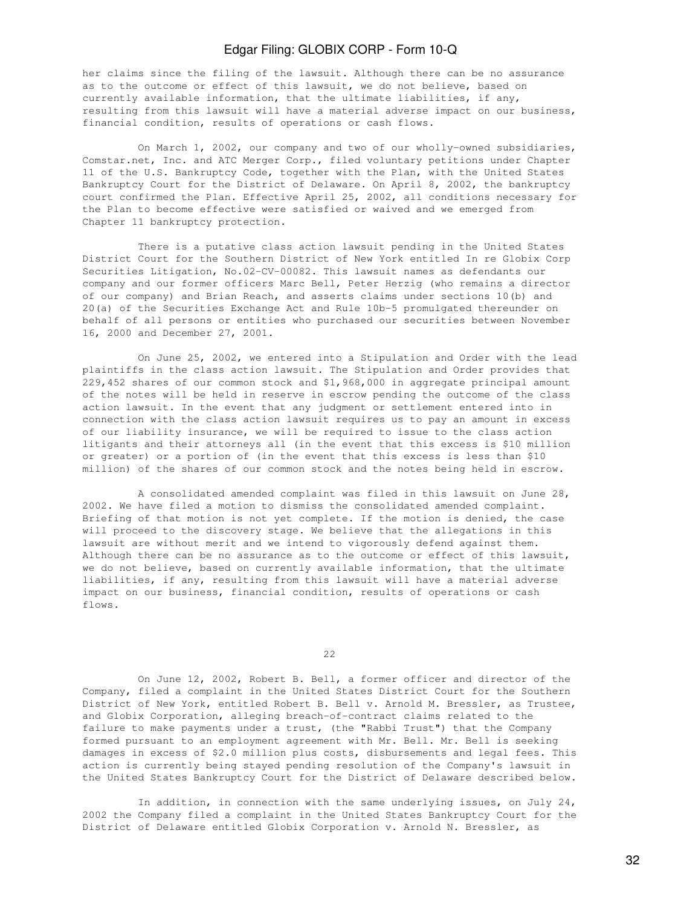her claims since the filing of the lawsuit. Although there can be no assurance as to the outcome or effect of this lawsuit, we do not believe, based on currently available information, that the ultimate liabilities, if any, resulting from this lawsuit will have a material adverse impact on our business, financial condition, results of operations or cash flows.

On March 1, 2002, our company and two of our wholly-owned subsidiaries, Comstar.net, Inc. and ATC Merger Corp., filed voluntary petitions under Chapter 11 of the U.S. Bankruptcy Code, together with the Plan, with the United States Bankruptcy Court for the District of Delaware. On April 8, 2002, the bankruptcy court confirmed the Plan. Effective April 25, 2002, all conditions necessary for the Plan to become effective were satisfied or waived and we emerged from Chapter 11 bankruptcy protection.

There is a putative class action lawsuit pending in the United States District Court for the Southern District of New York entitled In re Globix Corp Securities Litigation, No.02-CV-00082. This lawsuit names as defendants our company and our former officers Marc Bell, Peter Herzig (who remains a director of our company) and Brian Reach, and asserts claims under sections 10(b) and 20(a) of the Securities Exchange Act and Rule 10b-5 promulgated thereunder on behalf of all persons or entities who purchased our securities between November 16, 2000 and December 27, 2001.

On June 25, 2002, we entered into a Stipulation and Order with the lead plaintiffs in the class action lawsuit. The Stipulation and Order provides that 229,452 shares of our common stock and $1,968,000 in aggregate principal amount of the notes will be held in reserve in escrow pending the outcome of the class action lawsuit. In the event that any judgment or settlement entered into in connection with the class action lawsuit requires us to pay an amount in excess of our liability insurance, we will be required to issue to the class action litigants and their attorneys all (in the event that this excess is $10 million or greater) or a portion of (in the event that this excess is less than $10 million) of the shares of our common stock and the notes being held in escrow.

A consolidated amended complaint was filed in this lawsuit on June 28, 2002. We have filed a motion to dismiss the consolidated amended complaint. Briefing of that motion is not yet complete. If the motion is denied, the case will proceed to the discovery stage. We believe that the allegations in this lawsuit are without merit and we intend to vigorously defend against them. Although there can be no assurance as to the outcome or effect of this lawsuit, we do not believe, based on currently available information, that the ultimate liabilities, if any, resulting from this lawsuit will have a material adverse impact on our business, financial condition, results of operations or cash flows.

On June 12, 2002, Robert B. Bell, a former officer and director of the Company, filed a complaint in the United States District Court for the Southern District of New York, entitled Robert B. Bell v. Arnold M. Bressler, as Trustee, and Globix Corporation, alleging breach-of-contract claims related to the failure to make payments under a trust, (the "Rabbi Trust") that the Company formed pursuant to an employment agreement with Mr. Bell. Mr. Bell is seeking damages in excess of $2.0 million plus costs, disbursements and legal fees. This action is currently being stayed pending resolution of the Company's lawsuit in the United States Bankruptcy Court for the District of Delaware described below.

In addition, in connection with the same underlying issues, on July 24, 2002 the Company filed a complaint in the United States Bankruptcy Court for the District of Delaware entitled Globix Corporation v. Arnold N. Bressler, as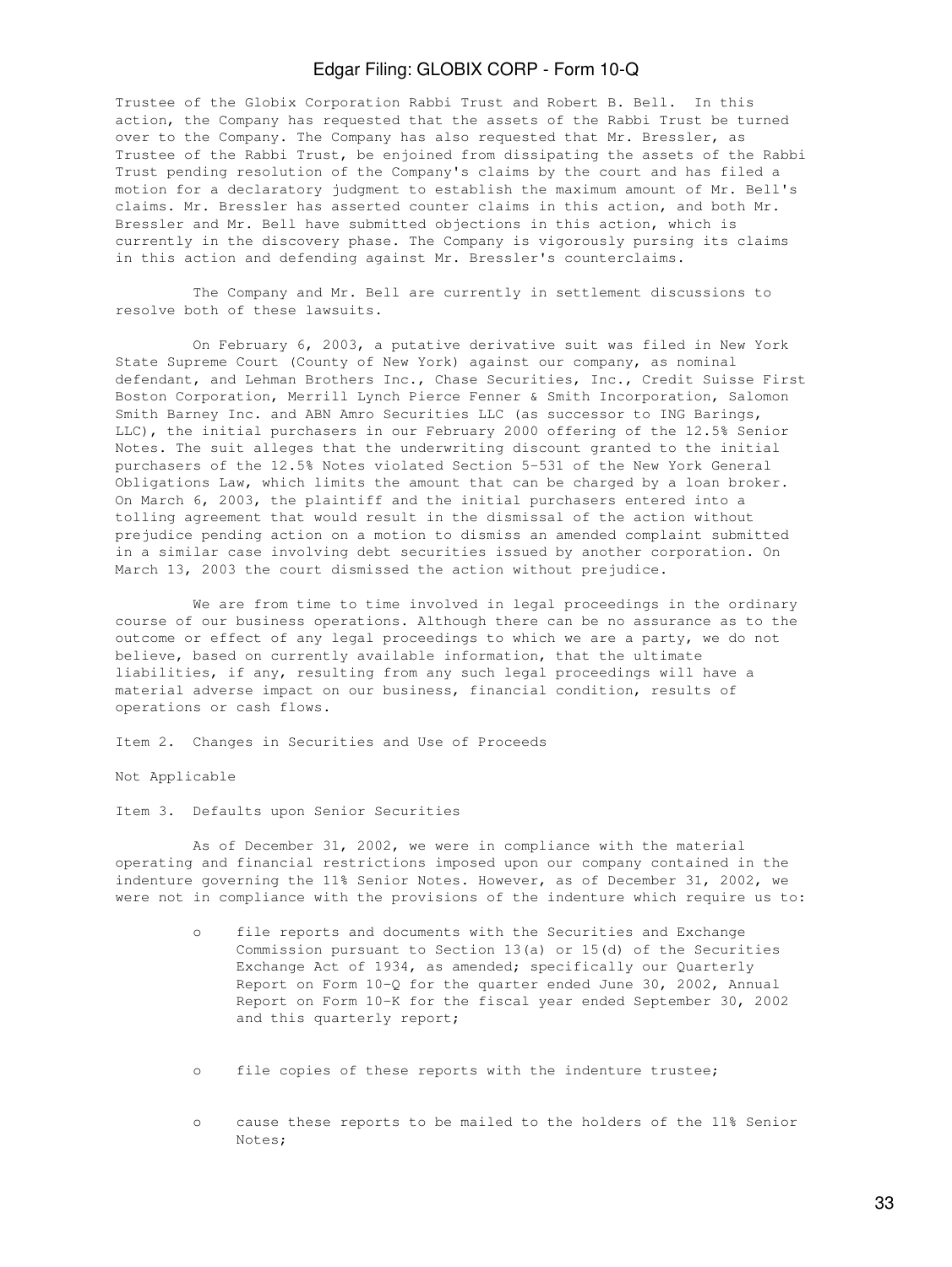Trustee of the Globix Corporation Rabbi Trust and Robert B. Bell. In this action, the Company has requested that the assets of the Rabbi Trust be turned over to the Company. The Company has also requested that Mr. Bressler, as Trustee of the Rabbi Trust, be enjoined from dissipating the assets of the Rabbi Trust pending resolution of the Company's claims by the court and has filed a motion for a declaratory judgment to establish the maximum amount of Mr. Bell's claims. Mr. Bressler has asserted counter claims in this action, and both Mr. Bressler and Mr. Bell have submitted objections in this action, which is currently in the discovery phase. The Company is vigorously pursing its claims in this action and defending against Mr. Bressler's counterclaims.

The Company and Mr. Bell are currently in settlement discussions to resolve both of these lawsuits.

On February 6, 2003, a putative derivative suit was filed in New York State Supreme Court (County of New York) against our company, as nominal defendant, and Lehman Brothers Inc., Chase Securities, Inc., Credit Suisse First Boston Corporation, Merrill Lynch Pierce Fenner & Smith Incorporation, Salomon Smith Barney Inc. and ABN Amro Securities LLC (as successor to ING Barings, LLC), the initial purchasers in our February 2000 offering of the 12.5% Senior Notes. The suit alleges that the underwriting discount granted to the initial purchasers of the 12.5% Notes violated Section 5-531 of the New York General Obligations Law, which limits the amount that can be charged by a loan broker. On March 6, 2003, the plaintiff and the initial purchasers entered into a tolling agreement that would result in the dismissal of the action without prejudice pending action on a motion to dismiss an amended complaint submitted in a similar case involving debt securities issued by another corporation. On March 13, 2003 the court dismissed the action without prejudice.

We are from time to time involved in legal proceedings in the ordinary course of our business operations. Although there can be no assurance as to the outcome or effect of any legal proceedings to which we are a party, we do not believe, based on currently available information, that the ultimate liabilities, if any, resulting from any such legal proceedings will have a material adverse impact on our business, financial condition, results of operations or cash flows.

Item 2. Changes in Securities and Use of Proceeds

Not Applicable

Item 3. Defaults upon Senior Securities

As of December 31, 2002, we were in compliance with the material operating and financial restrictions imposed upon our company contained in the indenture governing the 11% Senior Notes. However, as of December 31, 2002, we were not in compliance with the provisions of the indenture which require us to:

- file reports and documents with the Securities and Exchange Commission pursuant to Section 13(a) or 15(d) of the Securities Exchange Act of 1934, as amended; specifically our Quarterly Report on Form 10-Q for the quarter ended June 30, 2002, Annual Report on Form 10-K for the fiscal year ended September 30, 2002 and this quarterly report;

- file copies of these reports with the indenture trustee;

- cause these reports to be mailed to the holders of the 11% Senior Notes;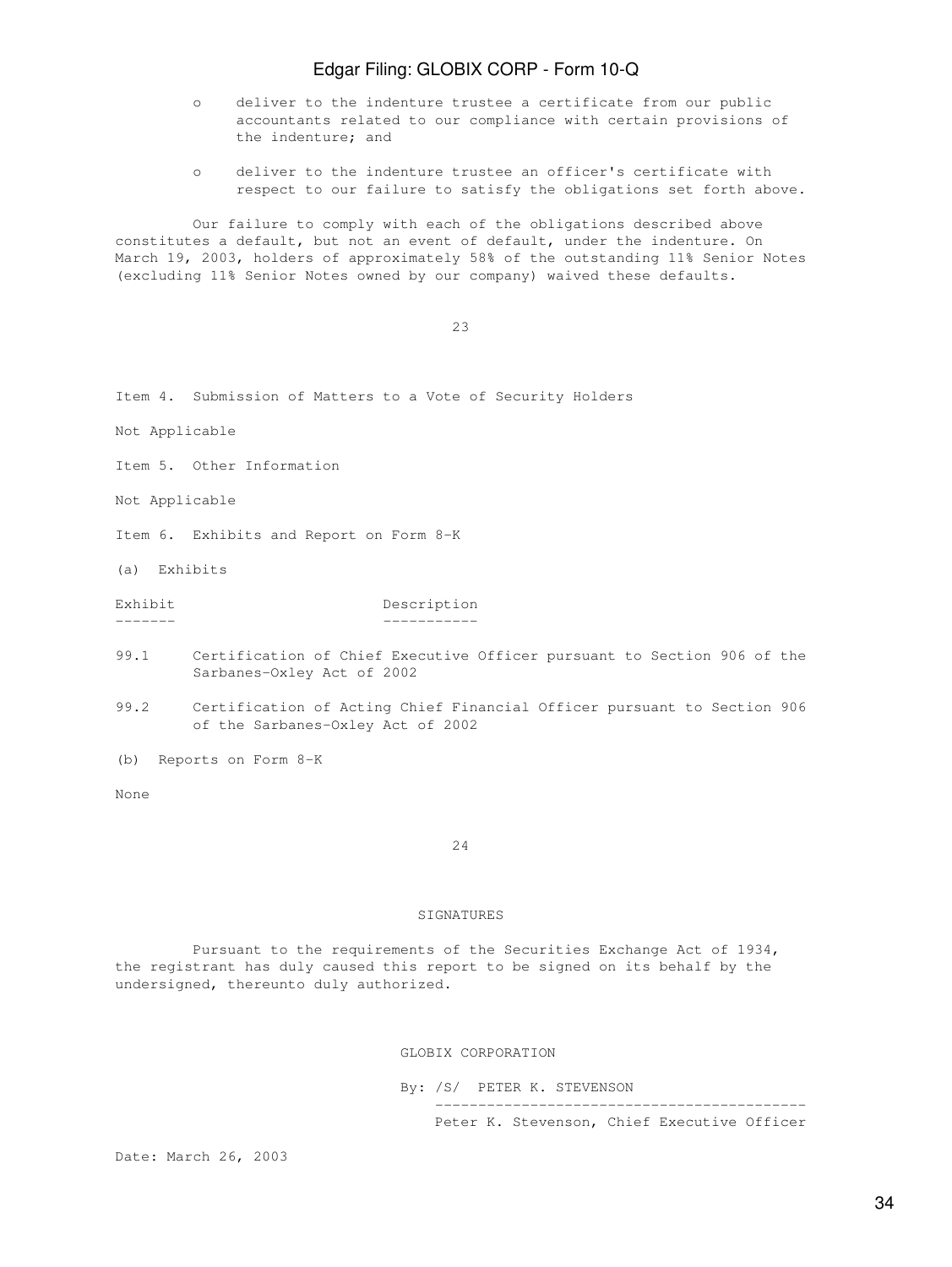- deliver to the indenture trustee a certificate from our public accountants related to our compliance with certain provisions of the indenture; and

- deliver to the indenture trustee an officer's certificate with respect to our failure to satisfy the obligations set forth above.

Our failure to comply with each of the obligations described above constitutes a default, but not an event of default, under the indenture. On March 19, 2003, holders of approximately 58% of the outstanding 11% Senior Notes (excluding 11% Senior Notes owned by our company) waived these defaults.

Item 4. Submission of Matters to a Vote of Security Holders

Not Applicable

Item 5. Other Information

Not Applicable

Item 6. Exhibits and Report on Form 8-K

(a) Exhibits

| Exhibit | Description |
|---|---|
| 99.1 | Certification of Chief Executive Officer pursuant to Section 906 of the Sarbanes-Oxley Act of 2002 |
| 99.2 | Certification of Acting Chief Financial Officer pursuant to Section 906 of the Sarbanes-Oxley Act of 2002 |

(b) Reports on Form 8-K

None

SIGNATURES

Pursuant to the requirements of the Securities Exchange Act of 1934, the registrant has duly caused this report to be signed on its behalf by the undersigned, thereunto duly authorized.

GLOBIX CORPORATION

By: /S/ PETER K. STEVENSON

Peter K. Stevenson, Chief Executive Officer

Date: March 26, 2003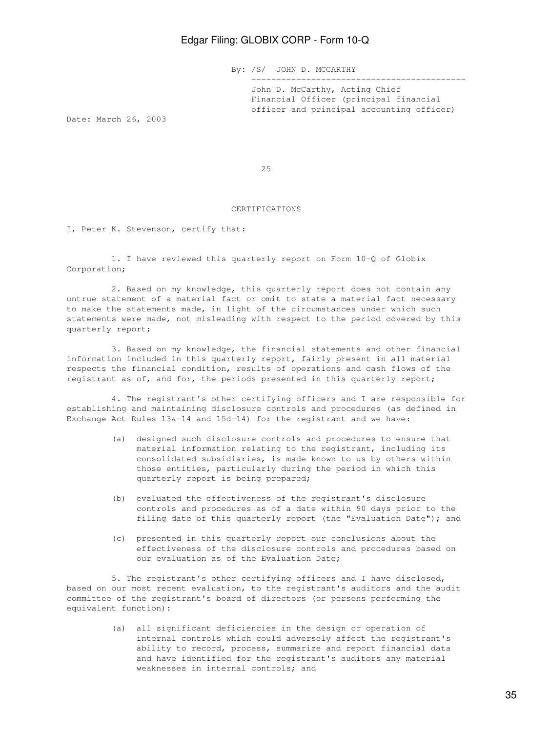By: /S/ JOHN D. MCCARTHY

John D. McCarthy, Acting Chief Financial Officer (principal financial officer and principal accounting officer)

Date: March 26, 2003

## CERTIFICATIONS

I, Peter K. Stevenson, certify that:

1. I have reviewed this quarterly report on Form 10-Q of Globix Corporation;

2. Based on my knowledge, this quarterly report does not contain any untrue statement of a material fact or omit to state a material fact necessary to make the statements made, in light of the circumstances under which such statements were made, not misleading with respect to the period covered by this quarterly report;

3. Based on my knowledge, the financial statements and other financial information included in this quarterly report, fairly present in all material respects the financial condition, results of operations and cash flows of the registrant as of, and for, the periods presented in this quarterly report;

4. The registrant's other certifying officers and I are responsible for establishing and maintaining disclosure controls and procedures (as defined in Exchange Act Rules 13a-14 and 15d-14) for the registrant and we have:

   (a) designed such disclosure controls and procedures to ensure that material information relating to the registrant, including its consolidated subsidiaries, is made known to us by others within those entities, particularly during the period in which this quarterly report is being prepared;

   (b) evaluated the effectiveness of the registrant's disclosure controls and procedures as of a date within 90 days prior to the filing date of this quarterly report (the "Evaluation Date"); and

   (c) presented in this quarterly report our conclusions about the effectiveness of the disclosure controls and procedures based on our evaluation as of the Evaluation Date;

5. The registrant's other certifying officers and I have disclosed, based on our most recent evaluation, to the registrant's auditors and the audit committee of the registrant's board of directors (or persons performing the equivalent function):

   (a) all significant deficiencies in the design or operation of internal controls which could adversely affect the registrant's ability to record, process, summarize and report financial data and have identified for the registrant's auditors any material weaknesses in internal controls; and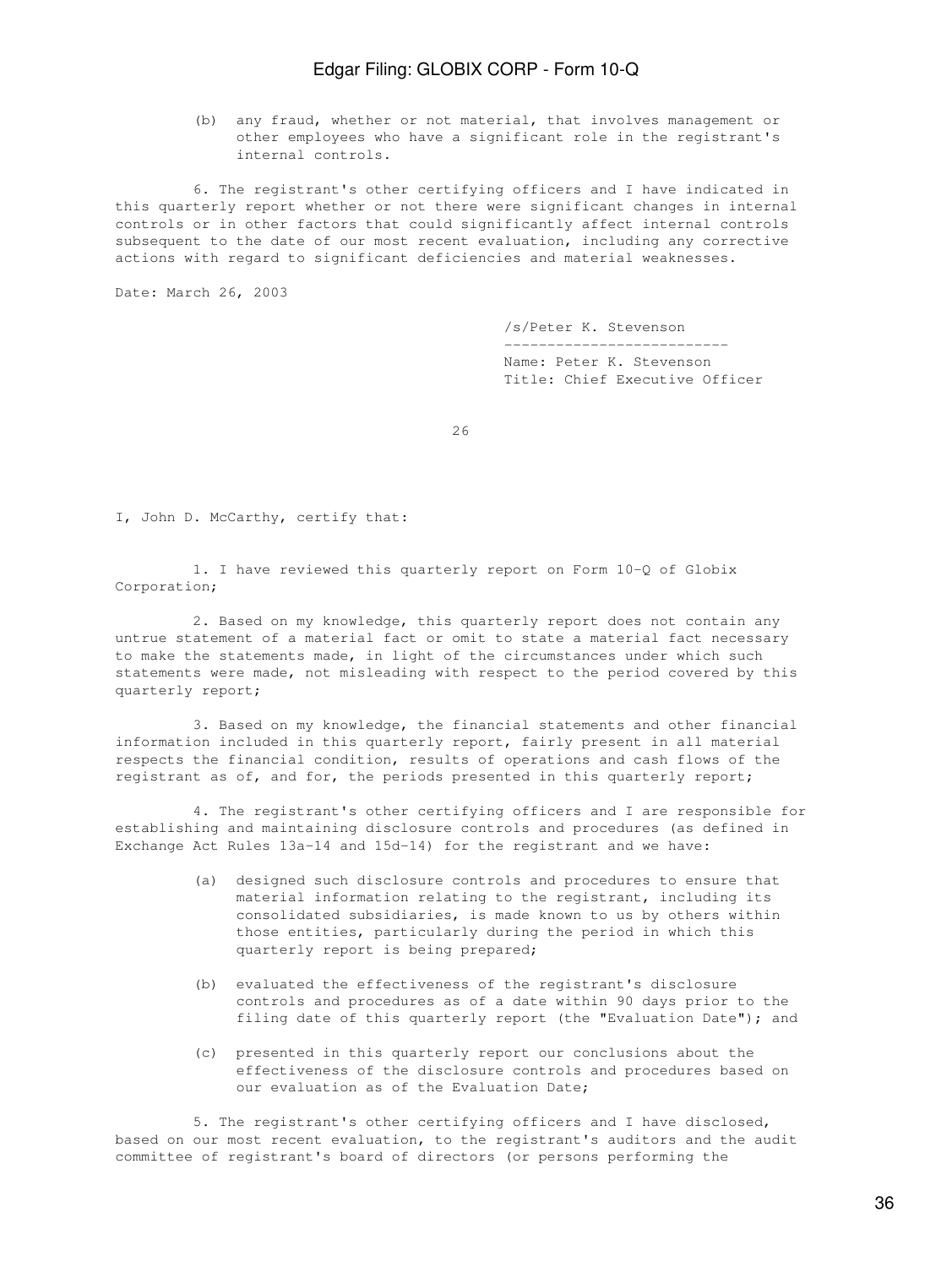(b) any fraud, whether or not material, that involves management or other employees who have a significant role in the registrant's internal controls.

6. The registrant's other certifying officers and I have indicated in this quarterly report whether or not there were significant changes in internal controls or in other factors that could significantly affect internal controls subsequent to the date of our most recent evaluation, including any corrective actions with regard to significant deficiencies and material weaknesses.

Date: March 26, 2003

/s/Peter K. Stevenson

Name: Peter K. Stevenson
Title: Chief Executive Officer

I, John D. McCarthy, certify that:

1. I have reviewed this quarterly report on Form 10-Q of Globix Corporation;

2. Based on my knowledge, this quarterly report does not contain any untrue statement of a material fact or omit to state a material fact necessary to make the statements made, in light of the circumstances under which such statements were made, not misleading with respect to the period covered by this quarterly report;

3. Based on my knowledge, the financial statements and other financial information included in this quarterly report, fairly present in all material respects the financial condition, results of operations and cash flows of the registrant as of, and for, the periods presented in this quarterly report;

4. The registrant's other certifying officers and I are responsible for establishing and maintaining disclosure controls and procedures (as defined in Exchange Act Rules 13a-14 and 15d-14) for the registrant and we have:

(a) designed such disclosure controls and procedures to ensure that material information relating to the registrant, including its consolidated subsidiaries, is made known to us by others within those entities, particularly during the period in which this quarterly report is being prepared;

(b) evaluated the effectiveness of the registrant's disclosure controls and procedures as of a date within 90 days prior to the filing date of this quarterly report (the "Evaluation Date"); and

(c) presented in this quarterly report our conclusions about the effectiveness of the disclosure controls and procedures based on our evaluation as of the Evaluation Date;

5. The registrant's other certifying officers and I have disclosed, based on our most recent evaluation, to the registrant's auditors and the audit committee of registrant's board of directors (or persons performing the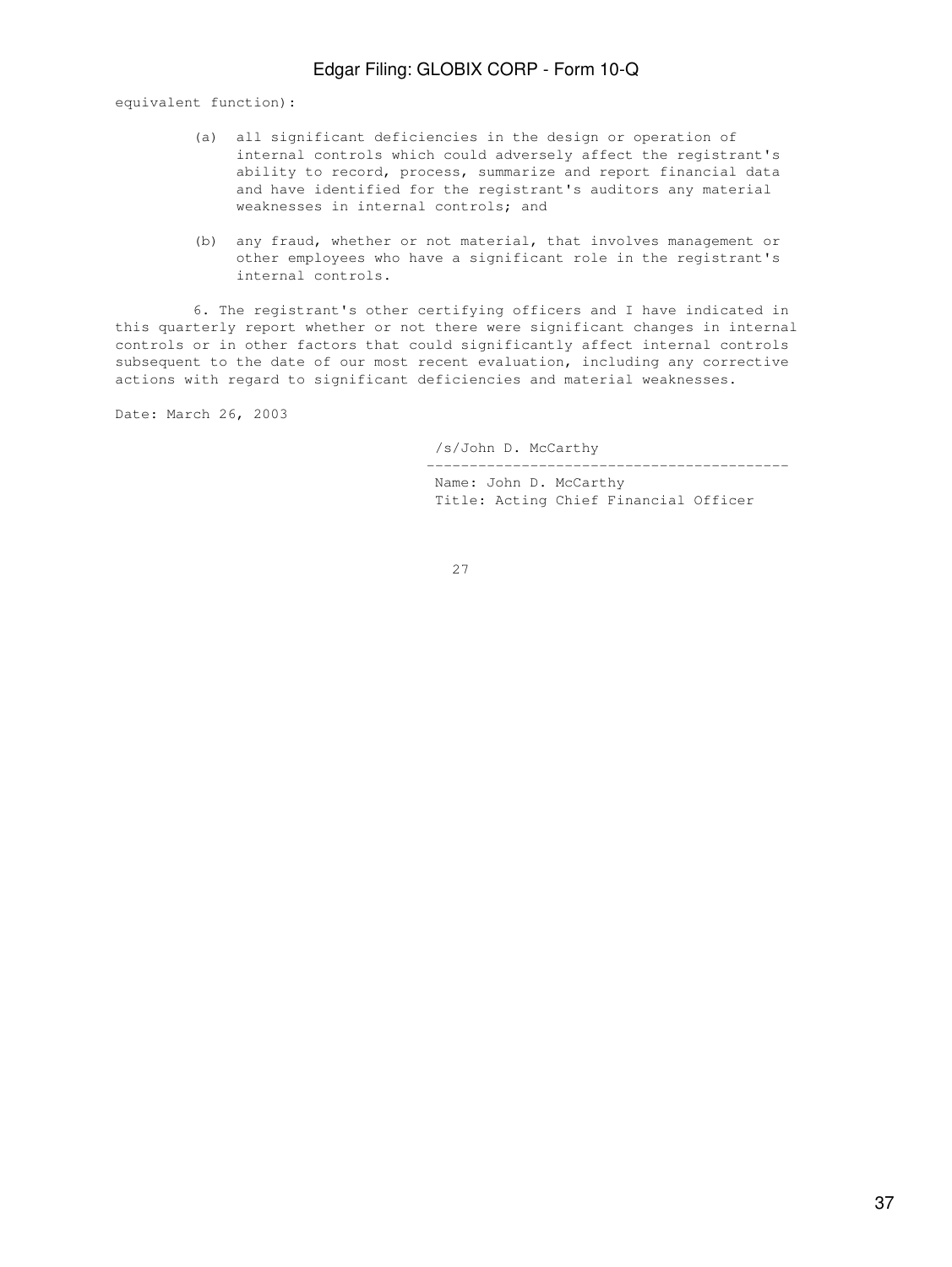equivalent function):

(a) all significant deficiencies in the design or operation of internal controls which could adversely affect the registrant's ability to record, process, summarize and report financial data and have identified for the registrant's auditors any material weaknesses in internal controls; and

(b) any fraud, whether or not material, that involves management or other employees who have a significant role in the registrant's internal controls.

6. The registrant's other certifying officers and I have indicated in this quarterly report whether or not there were significant changes in internal controls or in other factors that could significantly affect internal controls subsequent to the date of our most recent evaluation, including any corrective actions with regard to significant deficiencies and material weaknesses.

Date: March 26, 2003

/s/John D. McCarthy

---

Name: John D. McCarthy
Title: Acting Chief Financial Officer